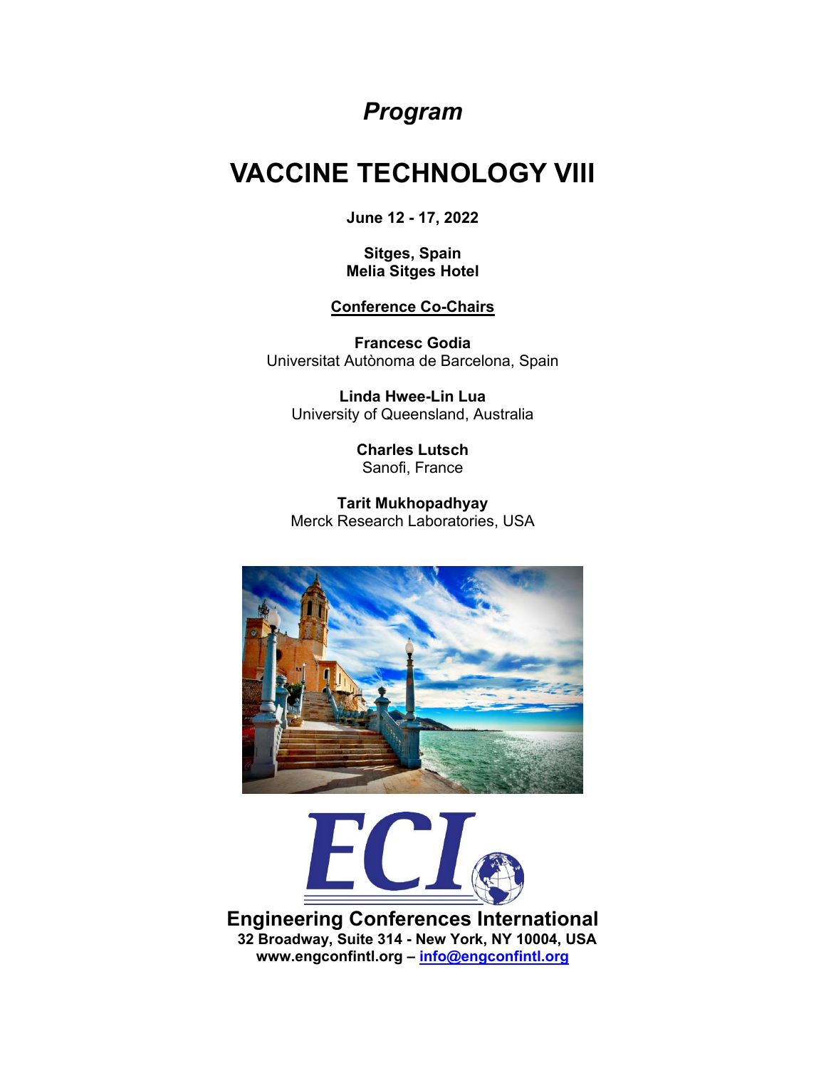*Program*

# VACCINE TECHNOLOGY VIII

**June 12 - 17, 2022**

**Sitges, Spain**
**Melia Sitges Hotel**

**Conference Co-Chairs**

**Francesc Godia**
Universitat Autònoma de Barcelona, Spain

**Linda Hwee-Lin Lua**
University of Queensland, Australia

**Charles Lutsch**
Sanofi, France

**Tarit Mukhopadhyay**
Merck Research Laboratories, USA

**Engineering Conferences International**
**32 Broadway, Suite 314 - New York, NY 10004, USA**
**www.engconfintl.org – info@engconfintl.org**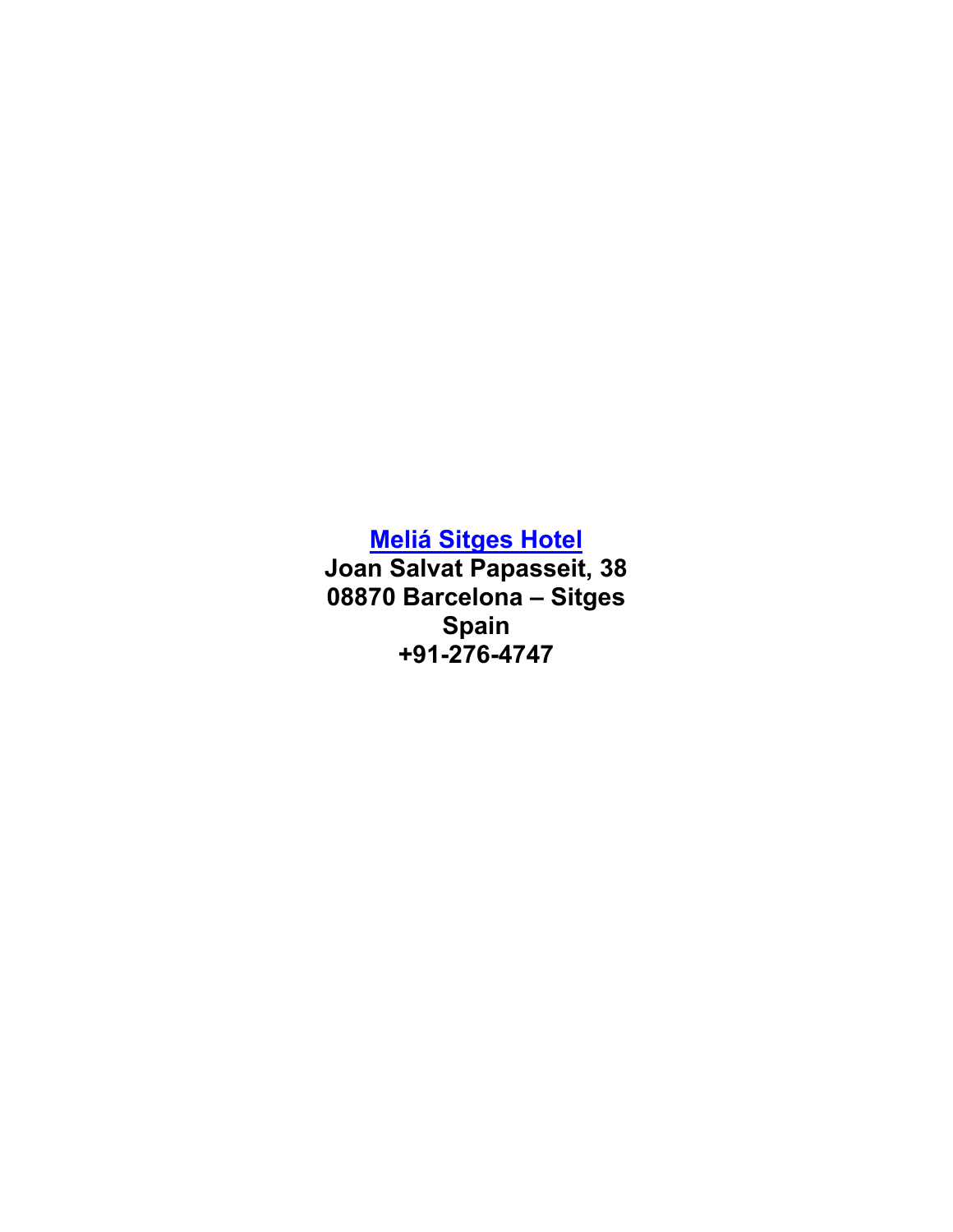**Meliá Sitges Hotel**

**Joan Salvat Papasseit, 38**

**08870 Barcelona – Sitges**

**Spain**

**+91-276-4747**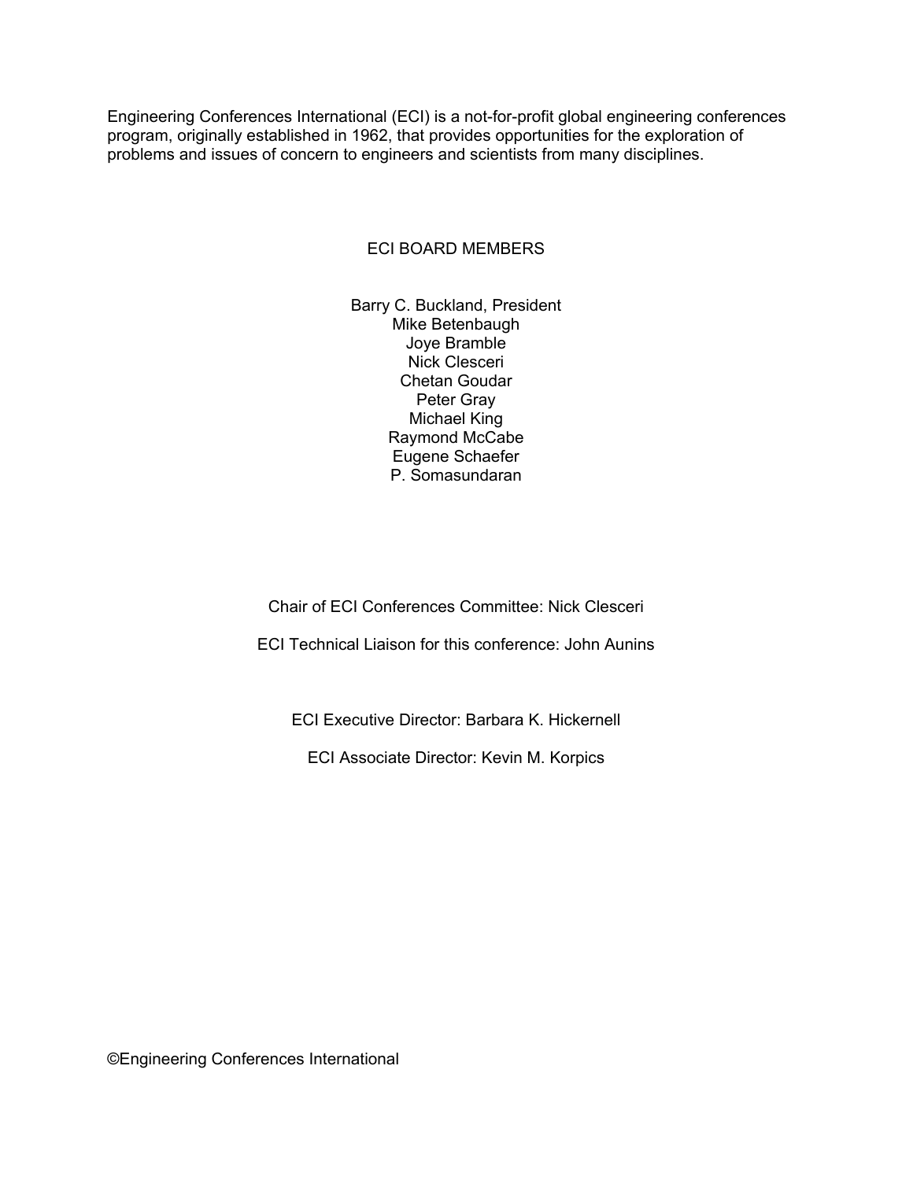Engineering Conferences International (ECI) is a not-for-profit global engineering conferences program, originally established in 1962, that provides opportunities for the exploration of problems and issues of concern to engineers and scientists from many disciplines.

## ECI BOARD MEMBERS

Barry C. Buckland, President
Mike Betenbaugh
Joye Bramble
Nick Clesceri
Chetan Goudar
Peter Gray
Michael King
Raymond McCabe
Eugene Schaefer
P. Somasundaran

Chair of ECI Conferences Committee: Nick Clesceri

ECI Technical Liaison for this conference: John Aunins

ECI Executive Director: Barbara K. Hickernell

ECI Associate Director: Kevin M. Korpics

©Engineering Conferences International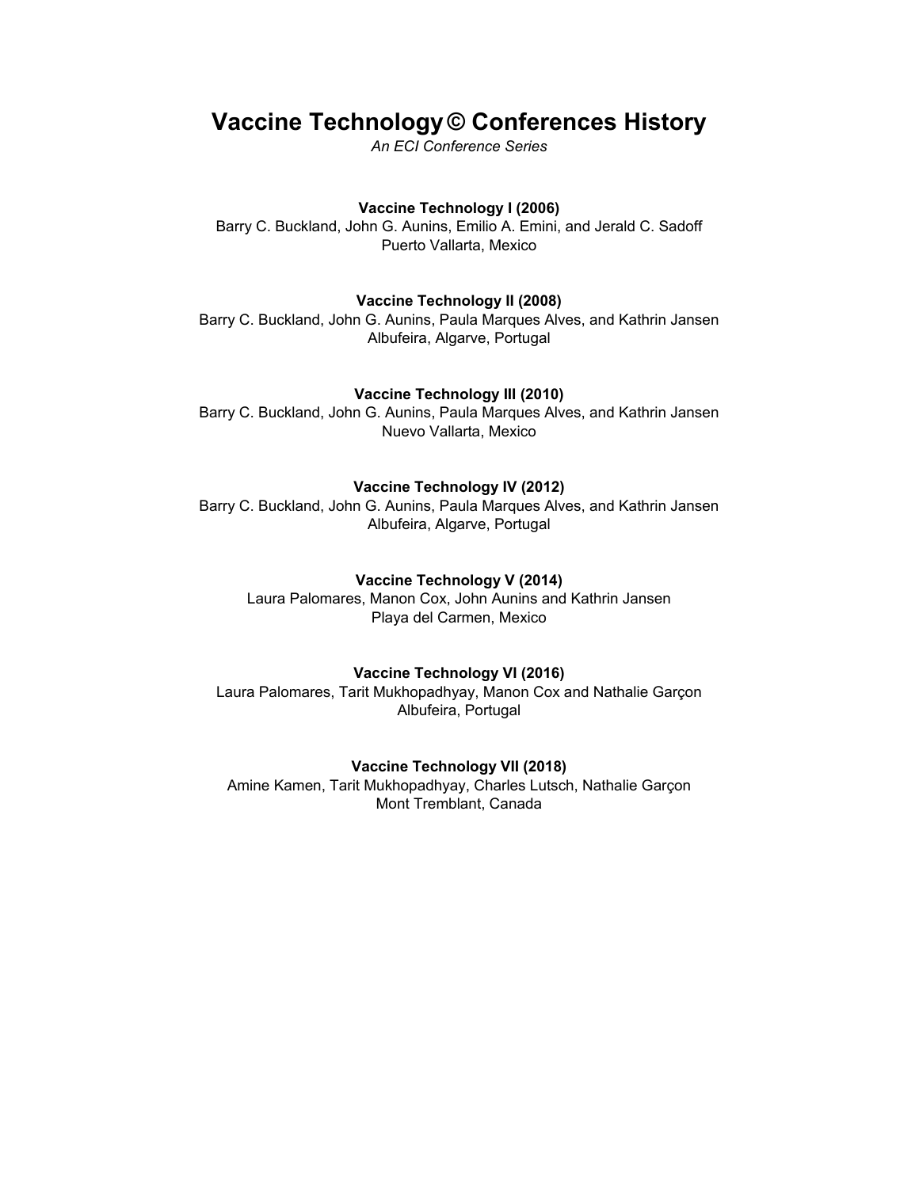# Vaccine Technology© Conferences History

*An ECI Conference Series*

**Vaccine Technology I (2006)**
Barry C. Buckland, John G. Aunins, Emilio A. Emini, and Jerald C. Sadoff
Puerto Vallarta, Mexico

**Vaccine Technology II (2008)**
Barry C. Buckland, John G. Aunins, Paula Marques Alves, and Kathrin Jansen
Albufeira, Algarve, Portugal

**Vaccine Technology III (2010)**
Barry C. Buckland, John G. Aunins, Paula Marques Alves, and Kathrin Jansen
Nuevo Vallarta, Mexico

**Vaccine Technology IV (2012)**
Barry C. Buckland, John G. Aunins, Paula Marques Alves, and Kathrin Jansen
Albufeira, Algarve, Portugal

**Vaccine Technology V (2014)**
Laura Palomares, Manon Cox, John Aunins and Kathrin Jansen
Playa del Carmen, Mexico

**Vaccine Technology VI (2016)**
Laura Palomares, Tarit Mukhopadhyay, Manon Cox and Nathalie Garçon
Albufeira, Portugal

**Vaccine Technology VII (2018)**
Amine Kamen, Tarit Mukhopadhyay, Charles Lutsch, Nathalie Garçon
Mont Tremblant, Canada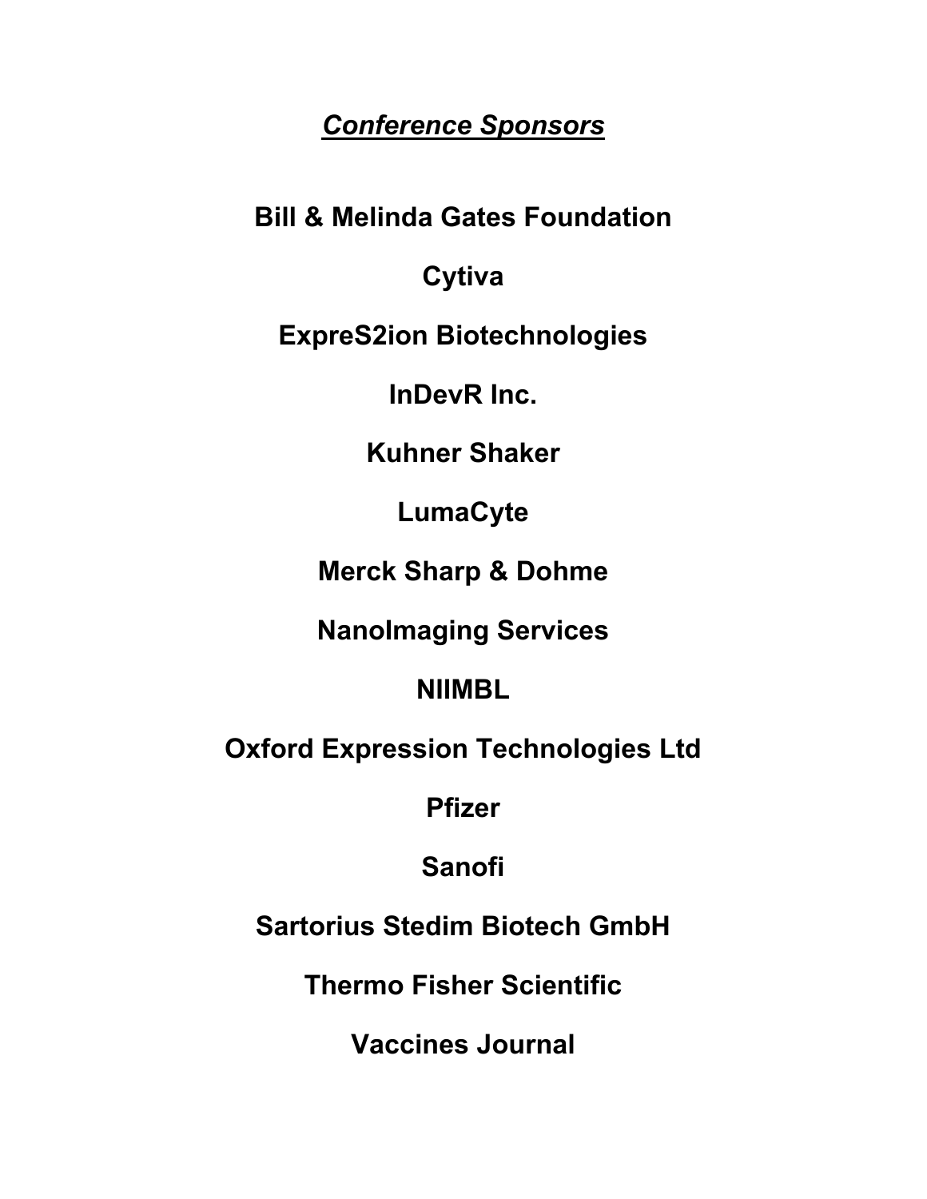## ***Conference Sponsors***

**Bill & Melinda Gates Foundation**

**Cytiva**

**ExpreS2ion Biotechnologies**

**InDevR Inc.**

**Kuhner Shaker**

**LumaCyte**

**Merck Sharp & Dohme**

**NanoImaging Services**

**NIIMBL**

**Oxford Expression Technologies Ltd**

**Pfizer**

**Sanofi**

**Sartorius Stedim Biotech GmbH**

**Thermo Fisher Scientific**

**Vaccines Journal**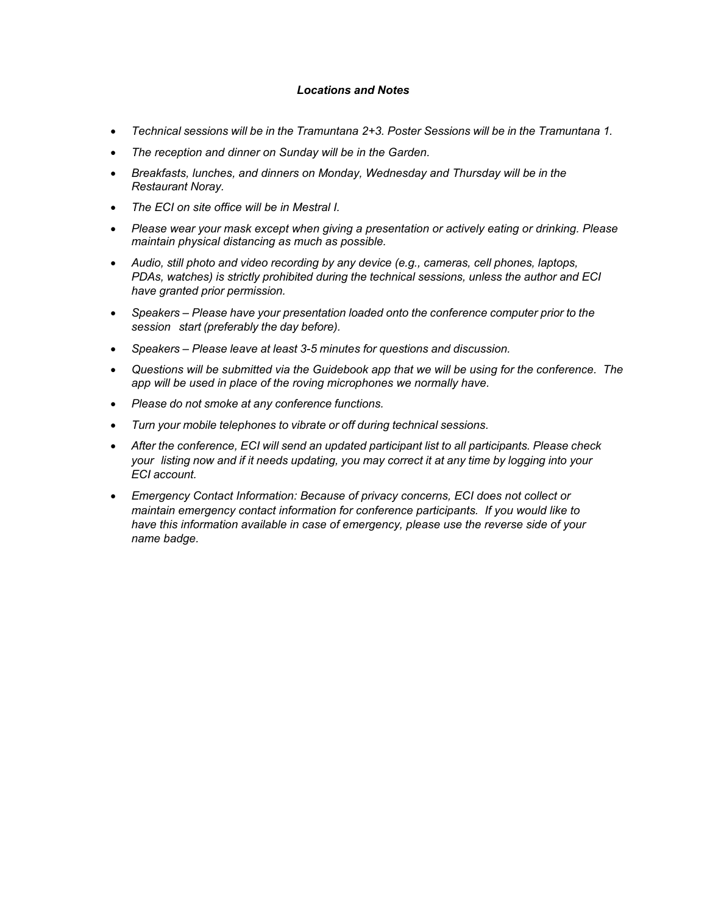### *Locations and Notes*

- *Technical sessions will be in the Tramuntana 2+3. Poster Sessions will be in the Tramuntana 1.*
- *The reception and dinner on Sunday will be in the Garden.*
- *Breakfasts, lunches, and dinners on Monday, Wednesday and Thursday will be in the Restaurant Noray.*
- *The ECI on site office will be in Mestral I.*
- *Please wear your mask except when giving a presentation or actively eating or drinking. Please maintain physical distancing as much as possible.*
- *Audio, still photo and video recording by any device (e.g., cameras, cell phones, laptops, PDAs, watches) is strictly prohibited during the technical sessions, unless the author and ECI have granted prior permission.*
- *Speakers – Please have your presentation loaded onto the conference computer prior to the session start (preferably the day before).*
- *Speakers – Please leave at least 3-5 minutes for questions and discussion.*
- *Questions will be submitted via the Guidebook app that we will be using for the conference. The app will be used in place of the roving microphones we normally have.*
- *Please do not smoke at any conference functions.*
- *Turn your mobile telephones to vibrate or off during technical sessions.*
- *After the conference, ECI will send an updated participant list to all participants. Please check your listing now and if it needs updating, you may correct it at any time by logging into your ECI account.*
- *Emergency Contact Information: Because of privacy concerns, ECI does not collect or maintain emergency contact information for conference participants. If you would like to have this information available in case of emergency, please use the reverse side of your name badge.*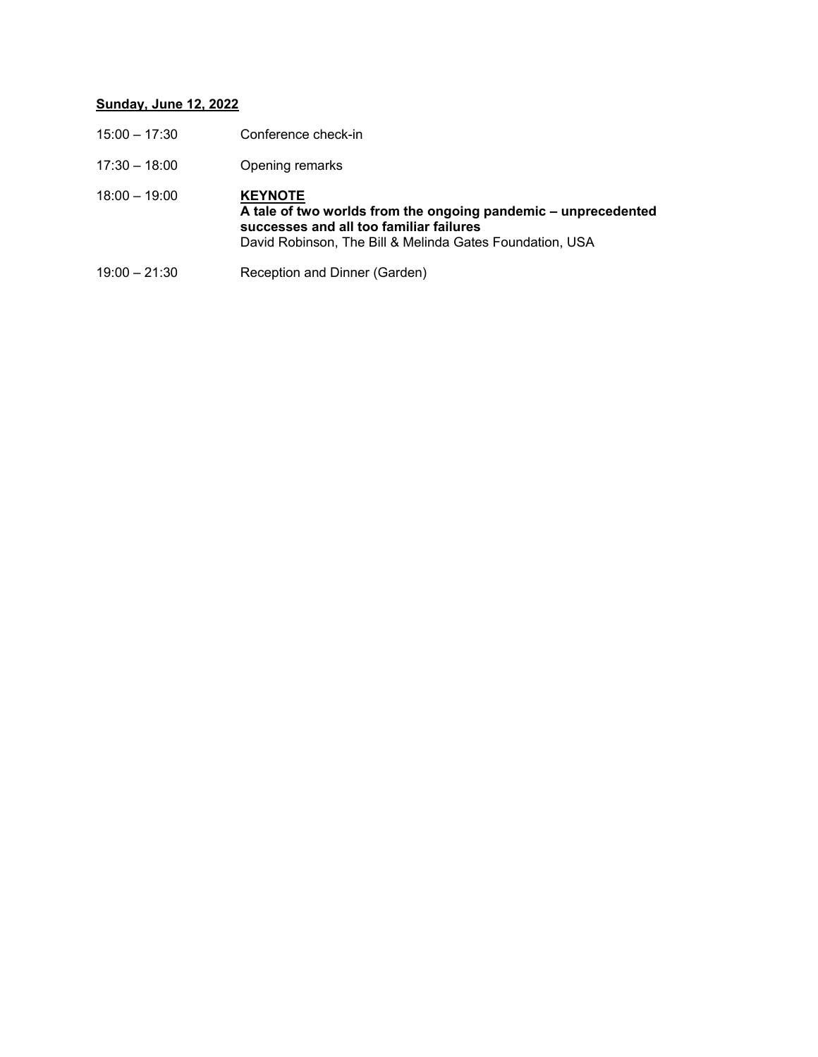**<u>Sunday, June 12, 2022</u>**

| | |
|---|---|
| 15:00 – 17:30 | Conference check-in |
| 17:30 – 18:00 | Opening remarks |
| 18:00 – 19:00 | **<u>KEYNOTE</u>**<br>**A tale of two worlds from the ongoing pandemic – unprecedented successes and all too familiar failures**<br>David Robinson, The Bill & Melinda Gates Foundation, USA |
| 19:00 – 21:30 | Reception and Dinner (Garden) |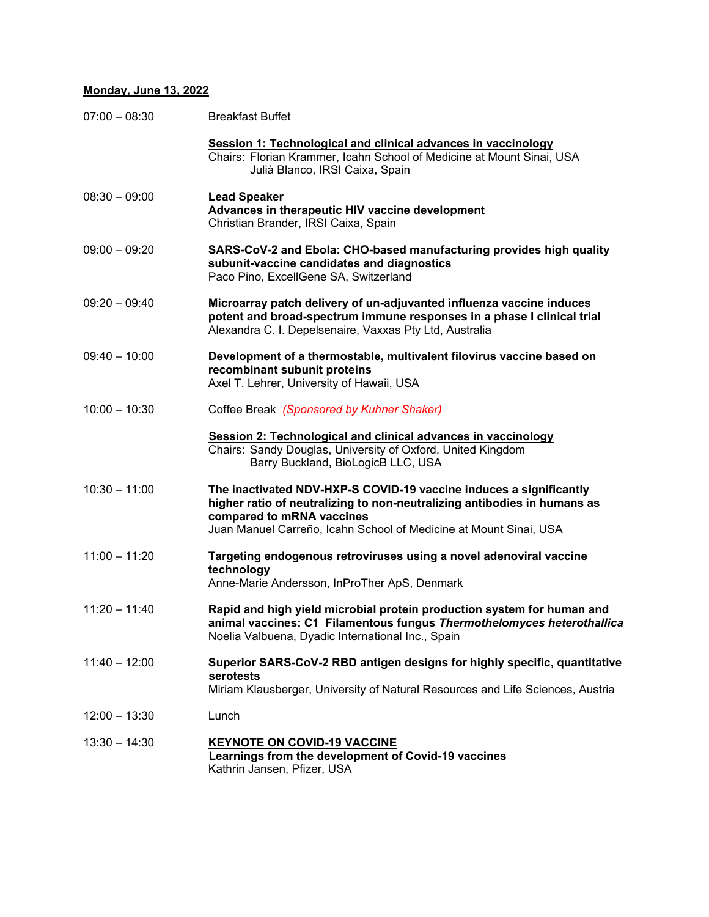## Monday, June 13, 2022

07:00 – 08:30 Breakfast Buffet

**Session 1: Technological and clinical advances in vaccinology**
Chairs: Florian Krammer, Icahn School of Medicine at Mount Sinai, USA
Julià Blanco, IRSI Caixa, Spain

08:30 – 09:00 **Lead Speaker**
**Advances in therapeutic HIV vaccine development**
Christian Brander, IRSI Caixa, Spain

09:00 – 09:20 **SARS-CoV-2 and Ebola: CHO-based manufacturing provides high quality subunit-vaccine candidates and diagnostics**
Paco Pino, ExcellGene SA, Switzerland

09:20 – 09:40 **Microarray patch delivery of un-adjuvanted influenza vaccine induces potent and broad-spectrum immune responses in a phase I clinical trial**
Alexandra C. I. Depelsenaire, Vaxxas Pty Ltd, Australia

09:40 – 10:00 **Development of a thermostable, multivalent filovirus vaccine based on recombinant subunit proteins**
Axel T. Lehrer, University of Hawaii, USA

10:00 – 10:30 Coffee Break *(Sponsored by Kuhner Shaker)*

**Session 2: Technological and clinical advances in vaccinology**
Chairs: Sandy Douglas, University of Oxford, United Kingdom
Barry Buckland, BioLogicB LLC, USA

10:30 – 11:00 **The inactivated NDV-HXP-S COVID-19 vaccine induces a significantly higher ratio of neutralizing to non-neutralizing antibodies in humans as compared to mRNA vaccines**
Juan Manuel Carreño, Icahn School of Medicine at Mount Sinai, USA

11:00 – 11:20 **Targeting endogenous retroviruses using a novel adenoviral vaccine technology**
Anne-Marie Andersson, InProTher ApS, Denmark

11:20 – 11:40 **Rapid and high yield microbial protein production system for human and animal vaccines: C1 Filamentous fungus *Thermothelomyces heterothallica***
Noelia Valbuena, Dyadic International Inc., Spain

11:40 – 12:00 **Superior SARS-CoV-2 RBD antigen designs for highly specific, quantitative serotests**
Miriam Klausberger, University of Natural Resources and Life Sciences, Austria

12:00 – 13:30 Lunch

13:30 – 14:30 **KEYNOTE ON COVID-19 VACCINE**
**Learnings from the development of Covid-19 vaccines**
Kathrin Jansen, Pfizer, USA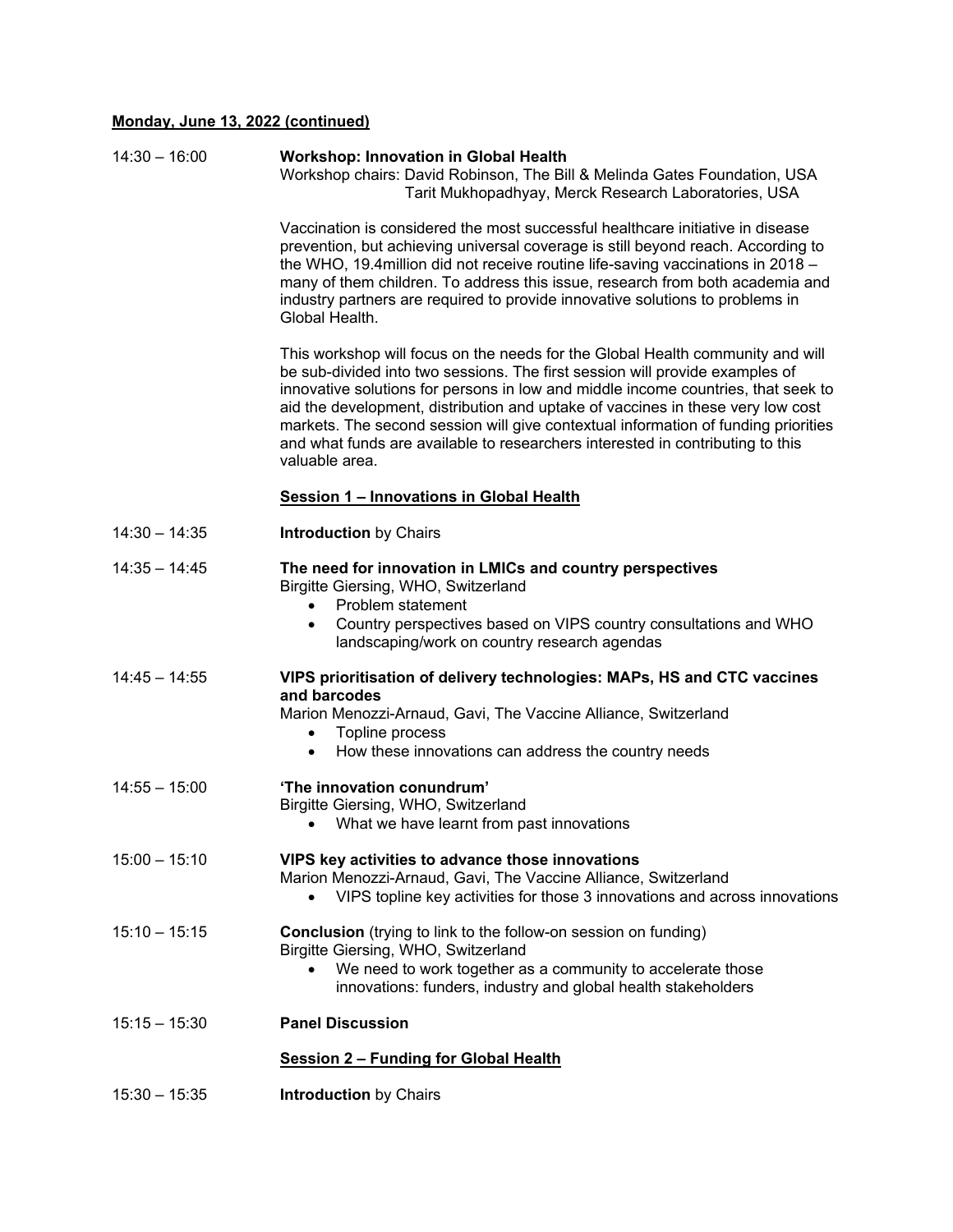**Monday, June 13, 2022 (continued)**

14:30 – 16:00 **Workshop: Innovation in Global Health**
Workshop chairs: David Robinson, The Bill & Melinda Gates Foundation, USA
Tarit Mukhopadhyay, Merck Research Laboratories, USA

Vaccination is considered the most successful healthcare initiative in disease prevention, but achieving universal coverage is still beyond reach. According to the WHO, 19.4million did not receive routine life-saving vaccinations in 2018 – many of them children. To address this issue, research from both academia and industry partners are required to provide innovative solutions to problems in Global Health.

This workshop will focus on the needs for the Global Health community and will be sub-divided into two sessions. The first session will provide examples of innovative solutions for persons in low and middle income countries, that seek to aid the development, distribution and uptake of vaccines in these very low cost markets. The second session will give contextual information of funding priorities and what funds are available to researchers interested in contributing to this valuable area.

**Session 1 – Innovations in Global Health**

14:30 – 14:35 **Introduction** by Chairs

14:35 – 14:45 **The need for innovation in LMICs and country perspectives**
Birgitte Giersing, WHO, Switzerland
- Problem statement
- Country perspectives based on VIPS country consultations and WHO landscaping/work on country research agendas

14:45 – 14:55 **VIPS prioritisation of delivery technologies: MAPs, HS and CTC vaccines and barcodes**
Marion Menozzi-Arnaud, Gavi, The Vaccine Alliance, Switzerland
- Topline process
- How these innovations can address the country needs

14:55 – 15:00 **'The innovation conundrum'**
Birgitte Giersing, WHO, Switzerland
- What we have learnt from past innovations

15:00 – 15:10 **VIPS key activities to advance those innovations**
Marion Menozzi-Arnaud, Gavi, The Vaccine Alliance, Switzerland
- VIPS topline key activities for those 3 innovations and across innovations

15:10 – 15:15 **Conclusion** (trying to link to the follow-on session on funding)
Birgitte Giersing, WHO, Switzerland
- We need to work together as a community to accelerate those innovations: funders, industry and global health stakeholders

15:15 – 15:30 **Panel Discussion**

**Session 2 – Funding for Global Health**

15:30 – 15:35 **Introduction** by Chairs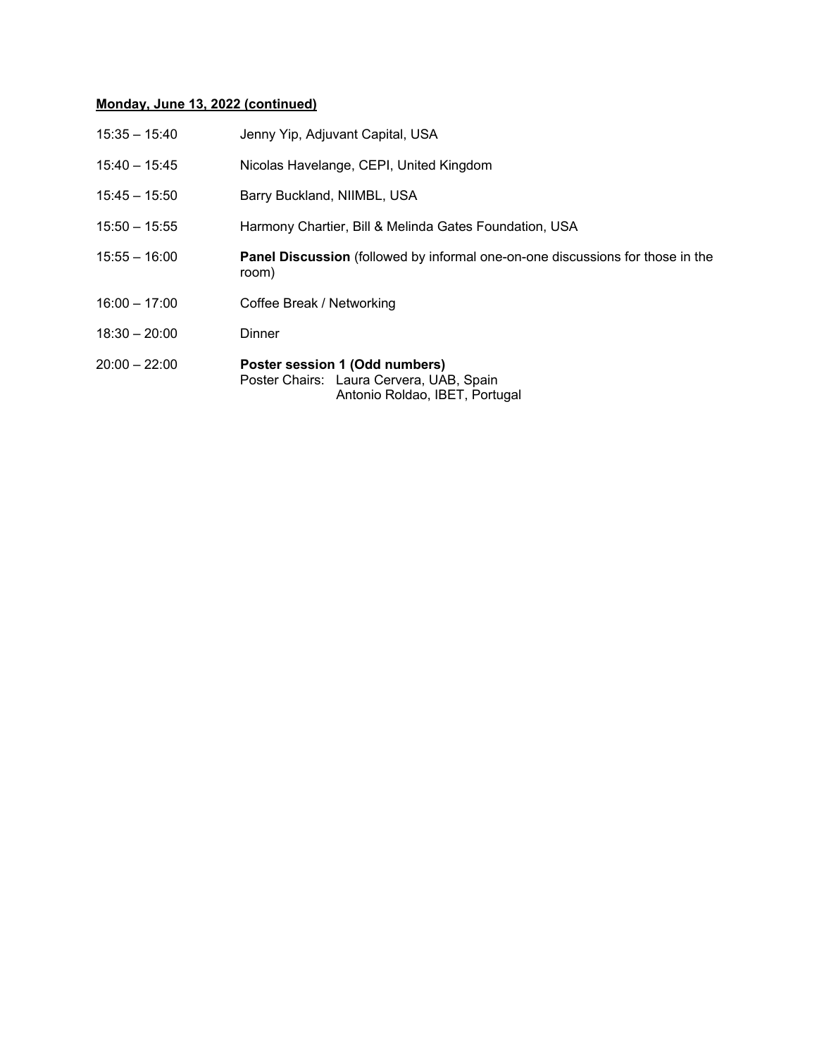**Monday, June 13, 2022 (continued)**

15:35 – 15:40 Jenny Yip, Adjuvant Capital, USA

15:40 – 15:45 Nicolas Havelange, CEPI, United Kingdom

15:45 – 15:50 Barry Buckland, NIIMBL, USA

15:50 – 15:55 Harmony Chartier, Bill & Melinda Gates Foundation, USA

15:55 – 16:00 **Panel Discussion** (followed by informal one-on-one discussions for those in the room)

16:00 – 17:00 Coffee Break / Networking

18:30 – 20:00 Dinner

20:00 – 22:00 **Poster session 1 (Odd numbers)**
Poster Chairs: Laura Cervera, UAB, Spain
Antonio Roldao, IBET, Portugal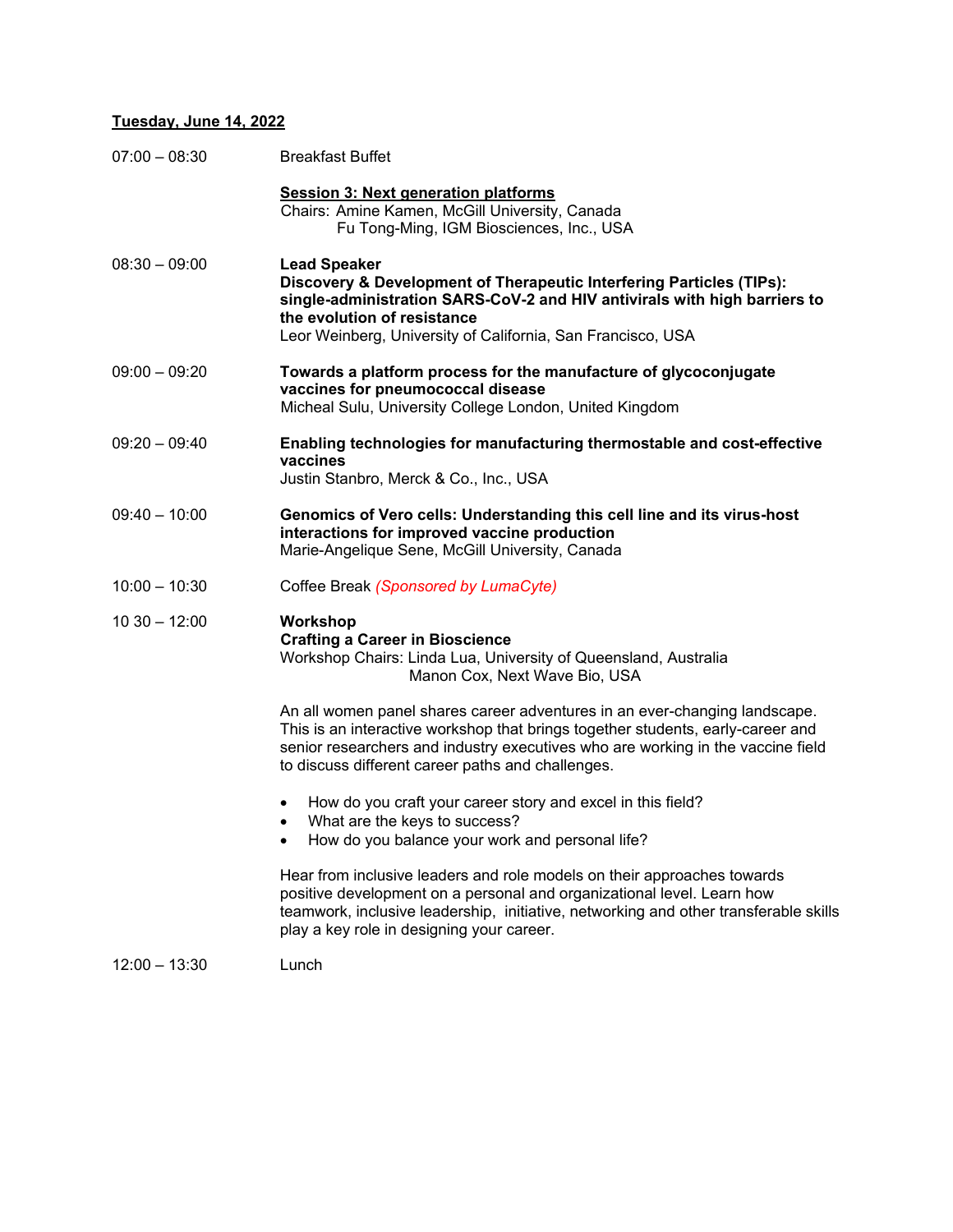**<u>Tuesday, June 14, 2022</u>**

| | |
|---|---|
| 07:00 – 08:30 | Breakfast Buffet |
| | **<u>Session 3: Next generation platforms</u>**<br>Chairs: Amine Kamen, McGill University, Canada<br>Fu Tong-Ming, IGM Biosciences, Inc., USA |
| 08:30 – 09:00 | **Lead Speaker**<br>**Discovery & Development of Therapeutic Interfering Particles (TIPs): single-administration SARS-CoV-2 and HIV antivirals with high barriers to the evolution of resistance**<br>Leor Weinberg, University of California, San Francisco, USA |
| 09:00 – 09:20 | **Towards a platform process for the manufacture of glycoconjugate vaccines for pneumococcal disease**<br>Micheal Sulu, University College London, United Kingdom |
| 09:20 – 09:40 | **Enabling technologies for manufacturing thermostable and cost-effective vaccines**<br>Justin Stanbro, Merck & Co., Inc., USA |
| 09:40 – 10:00 | **Genomics of Vero cells: Understanding this cell line and its virus-host interactions for improved vaccine production**<br>Marie-Angelique Sene, McGill University, Canada |
| 10:00 – 10:30 | Coffee Break *(Sponsored by LumaCyte)* |
| 10 30 – 12:00 | **Workshop**<br>**Crafting a Career in Bioscience**<br>Workshop Chairs: Linda Lua, University of Queensland, Australia<br>Manon Cox, Next Wave Bio, USA |

An all women panel shares career adventures in an ever-changing landscape. This is an interactive workshop that brings together students, early-career and senior researchers and industry executives who are working in the vaccine field to discuss different career paths and challenges.

- How do you craft your career story and excel in this field?
- What are the keys to success?
- How do you balance your work and personal life?

Hear from inclusive leaders and role models on their approaches towards positive development on a personal and organizational level. Learn how teamwork, inclusive leadership, initiative, networking and other transferable skills play a key role in designing your career.

| | |
|---|---|
| 12:00 – 13:30 | Lunch |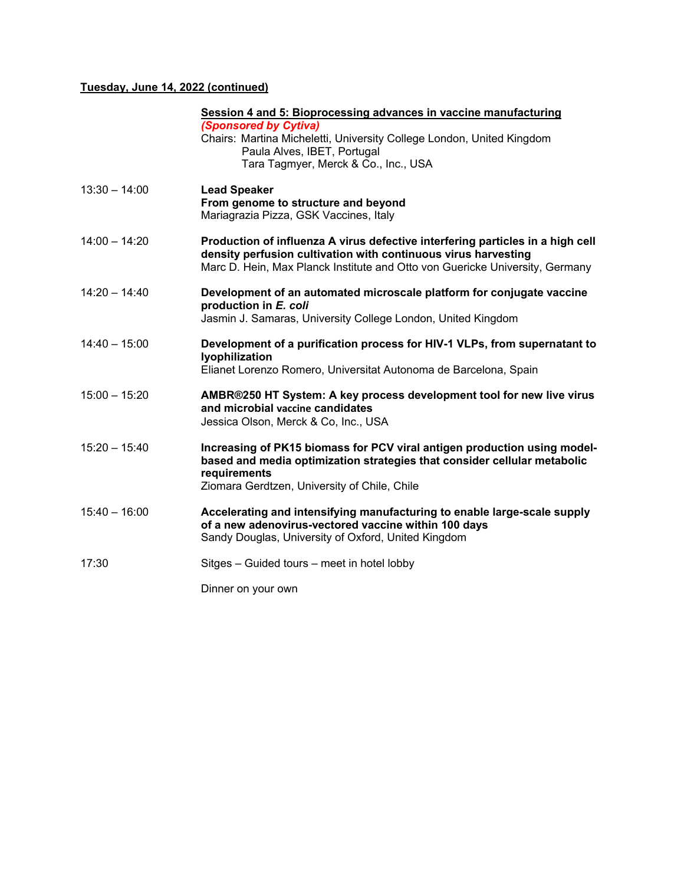**<u>Tuesday, June 14, 2022 (continued)</u>**

**<u>Session 4 and 5: Bioprocessing advances in vaccine manufacturing</u>**
***(Sponsored by Cytiva)***
Chairs: Martina Micheletti, University College London, United Kingdom
Paula Alves, IBET, Portugal
Tara Tagmyer, Merck & Co., Inc., USA

13:30 – 14:00 **Lead Speaker**
**From genome to structure and beyond**
Mariagrazia Pizza, GSK Vaccines, Italy

14:00 – 14:20 **Production of influenza A virus defective interfering particles in a high cell density perfusion cultivation with continuous virus harvesting**
Marc D. Hein, Max Planck Institute and Otto von Guericke University, Germany

14:20 – 14:40 **Development of an automated microscale platform for conjugate vaccine production in *E. coli***
Jasmin J. Samaras, University College London, United Kingdom

14:40 – 15:00 **Development of a purification process for HIV-1 VLPs, from supernatant to lyophilization**
Elianet Lorenzo Romero, Universitat Autonoma de Barcelona, Spain

15:00 – 15:20 **AMBR®250 HT System: A key process development tool for new live virus and microbial vaccine candidates**
Jessica Olson, Merck & Co, Inc., USA

15:20 – 15:40 **Increasing of PK15 biomass for PCV viral antigen production using model-based and media optimization strategies that consider cellular metabolic requirements**
Ziomara Gerdtzen, University of Chile, Chile

15:40 – 16:00 **Accelerating and intensifying manufacturing to enable large-scale supply of a new adenovirus-vectored vaccine within 100 days**
Sandy Douglas, University of Oxford, United Kingdom

17:30 Sitges – Guided tours – meet in hotel lobby

Dinner on your own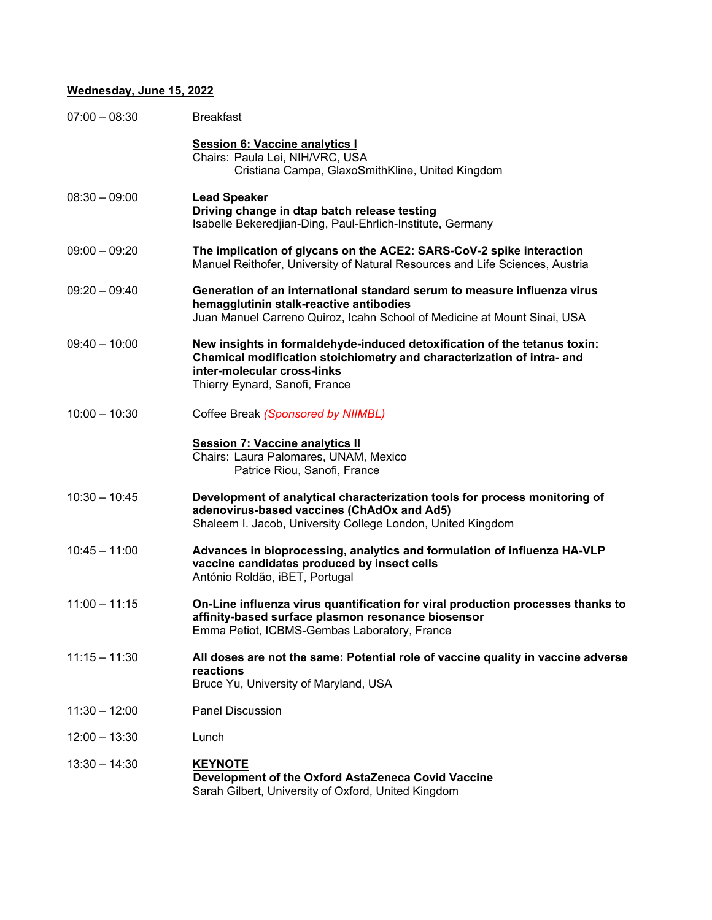**Wednesday, June 15, 2022**

| | |
|---|---|
| 07:00 – 08:30 | Breakfast |
| | **Session 6: Vaccine analytics I**<br>Chairs: Paula Lei, NIH/VRC, USA<br>Cristiana Campa, GlaxoSmithKline, United Kingdom |
| 08:30 – 09:00 | **Lead Speaker**<br>**Driving change in dtap batch release testing**<br>Isabelle Bekeredjian-Ding, Paul-Ehrlich-Institute, Germany |
| 09:00 – 09:20 | **The implication of glycans on the ACE2: SARS-CoV-2 spike interaction**<br>Manuel Reithofer, University of Natural Resources and Life Sciences, Austria |
| 09:20 – 09:40 | **Generation of an international standard serum to measure influenza virus hemagglutinin stalk-reactive antibodies**<br>Juan Manuel Carreno Quiroz, Icahn School of Medicine at Mount Sinai, USA |
| 09:40 – 10:00 | **New insights in formaldehyde-induced detoxification of the tetanus toxin: Chemical modification stoichiometry and characterization of intra- and inter-molecular cross-links**<br>Thierry Eynard, Sanofi, France |
| 10:00 – 10:30 | Coffee Break *(Sponsored by NIIMBL)* |
| | **Session 7: Vaccine analytics II**<br>Chairs: Laura Palomares, UNAM, Mexico<br>Patrice Riou, Sanofi, France |
| 10:30 – 10:45 | **Development of analytical characterization tools for process monitoring of adenovirus-based vaccines (ChAdOx and Ad5)**<br>Shaleem I. Jacob, University College London, United Kingdom |
| 10:45 – 11:00 | **Advances in bioprocessing, analytics and formulation of influenza HA-VLP vaccine candidates produced by insect cells**<br>António Roldão, iBET, Portugal |
| 11:00 – 11:15 | **On-Line influenza virus quantification for viral production processes thanks to affinity-based surface plasmon resonance biosensor**<br>Emma Petiot, ICBMS-Gembas Laboratory, France |
| 11:15 – 11:30 | **All doses are not the same: Potential role of vaccine quality in vaccine adverse reactions**<br>Bruce Yu, University of Maryland, USA |
| 11:30 – 12:00 | Panel Discussion |
| 12:00 – 13:30 | Lunch |
| 13:30 – 14:30 | **KEYNOTE**<br>**Development of the Oxford AstaZeneca Covid Vaccine**<br>Sarah Gilbert, University of Oxford, United Kingdom |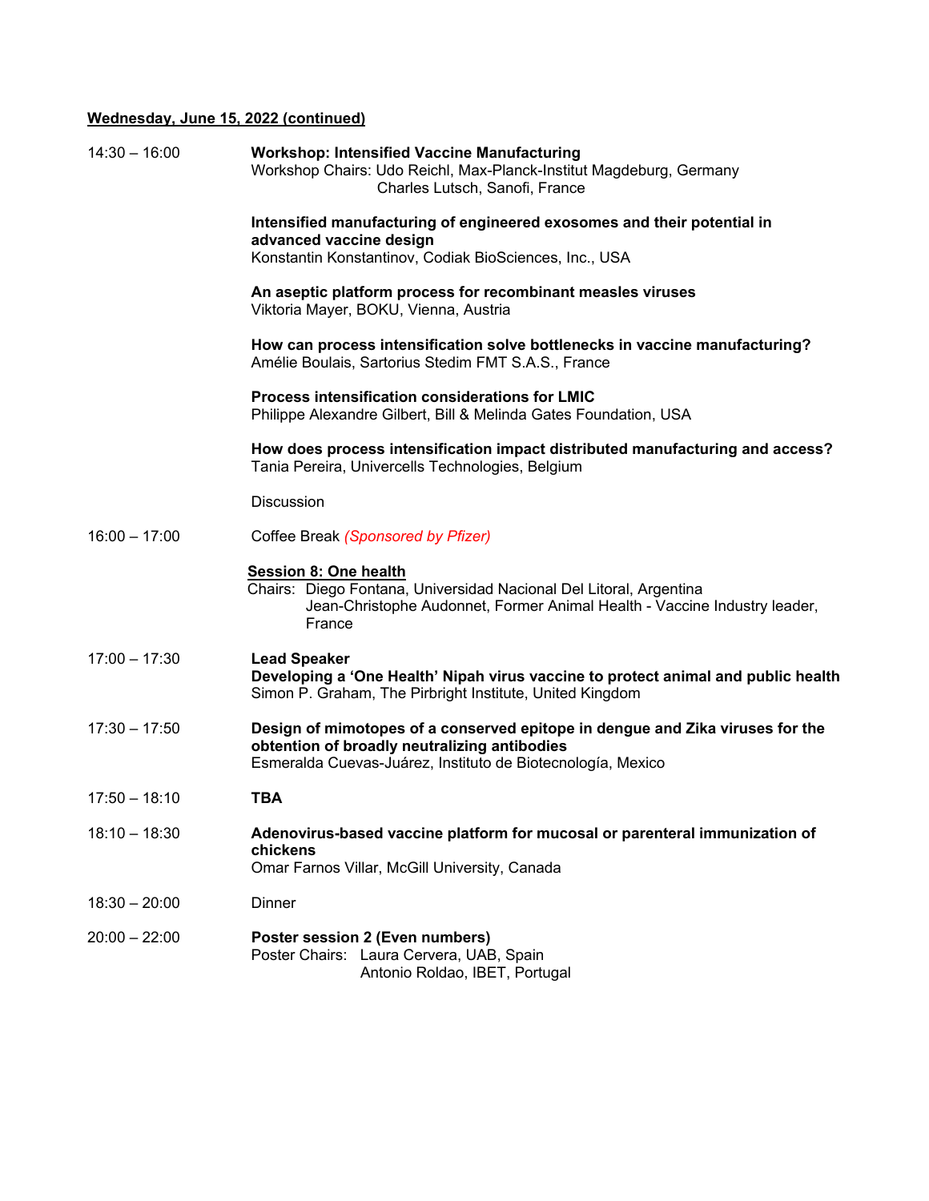**Wednesday, June 15, 2022 (continued)**

14:30 – 16:00 **Workshop: Intensified Vaccine Manufacturing**
Workshop Chairs: Udo Reichl, Max-Planck-Institut Magdeburg, Germany
Charles Lutsch, Sanofi, France

**Intensified manufacturing of engineered exosomes and their potential in advanced vaccine design**
Konstantin Konstantinov, Codiak BioSciences, Inc., USA

**An aseptic platform process for recombinant measles viruses**
Viktoria Mayer, BOKU, Vienna, Austria

**How can process intensification solve bottlenecks in vaccine manufacturing?**
Amélie Boulais, Sartorius Stedim FMT S.A.S., France

**Process intensification considerations for LMIC**
Philippe Alexandre Gilbert, Bill & Melinda Gates Foundation, USA

**How does process intensification impact distributed manufacturing and access?**
Tania Pereira, Univercells Technologies, Belgium

Discussion

16:00 – 17:00 Coffee Break *(Sponsored by Pfizer)*

**Session 8: One health**
Chairs: Diego Fontana, Universidad Nacional Del Litoral, Argentina
Jean-Christophe Audonnet, Former Animal Health - Vaccine Industry leader, France

17:00 – 17:30 **Lead Speaker**
**Developing a 'One Health' Nipah virus vaccine to protect animal and public health**
Simon P. Graham, The Pirbright Institute, United Kingdom

17:30 – 17:50 **Design of mimotopes of a conserved epitope in dengue and Zika viruses for the obtention of broadly neutralizing antibodies**
Esmeralda Cuevas-Juárez, Instituto de Biotecnología, Mexico

17:50 – 18:10 **TBA**

18:10 – 18:30 **Adenovirus-based vaccine platform for mucosal or parenteral immunization of chickens**
Omar Farnos Villar, McGill University, Canada

18:30 – 20:00 Dinner

20:00 – 22:00 **Poster session 2 (Even numbers)**
Poster Chairs: Laura Cervera, UAB, Spain
Antonio Roldao, IBET, Portugal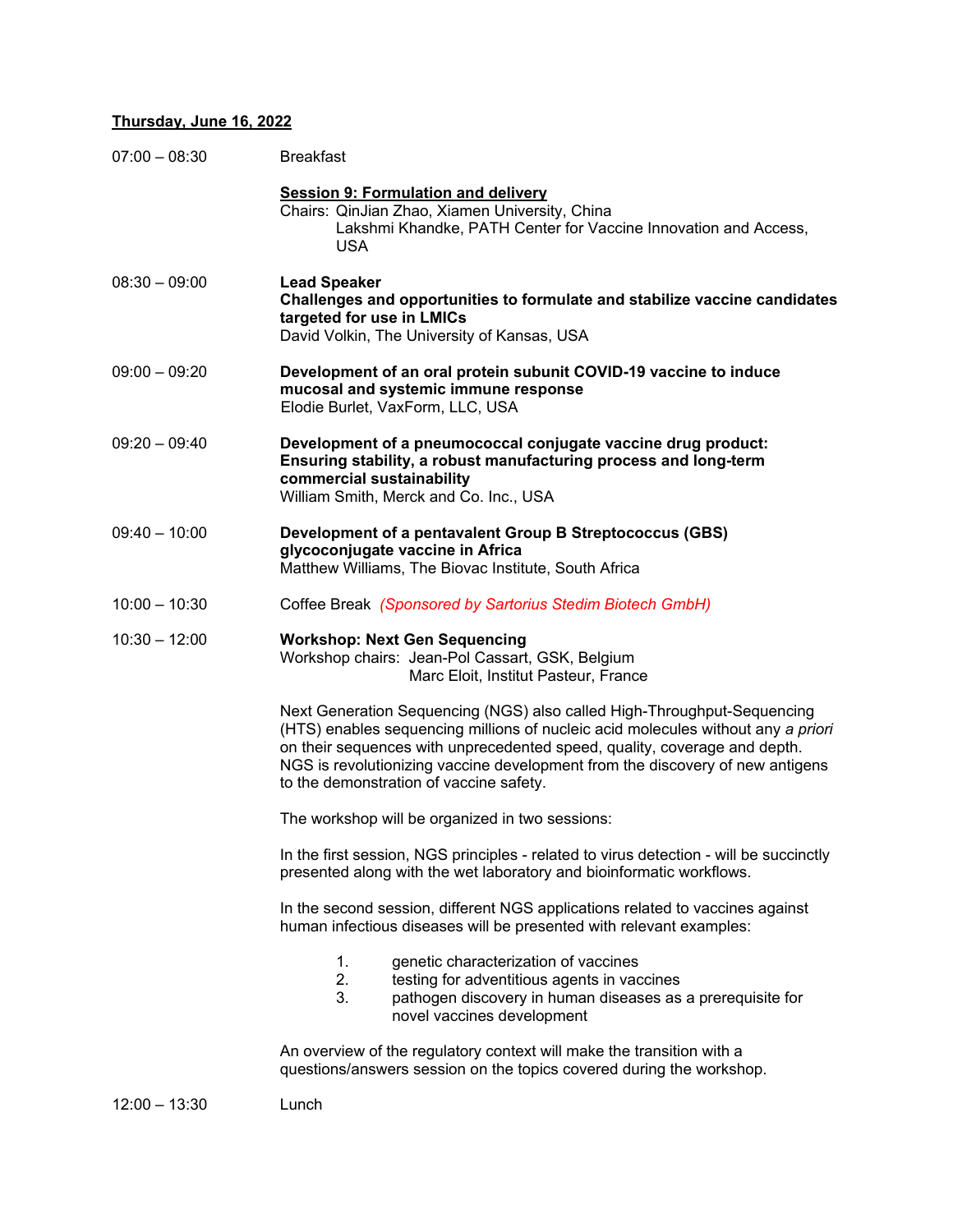**Thursday, June 16, 2022**

| | |
|---|---|
| 07:00 – 08:30 | Breakfast |
| | **Session 9: Formulation and delivery**<br>Chairs: QinJian Zhao, Xiamen University, China<br>Lakshmi Khandke, PATH Center for Vaccine Innovation and Access, USA |
| 08:30 – 09:00 | **Lead Speaker**<br>**Challenges and opportunities to formulate and stabilize vaccine candidates targeted for use in LMICs**<br>David Volkin, The University of Kansas, USA |
| 09:00 – 09:20 | **Development of an oral protein subunit COVID-19 vaccine to induce mucosal and systemic immune response**<br>Elodie Burlet, VaxForm, LLC, USA |
| 09:20 – 09:40 | **Development of a pneumococcal conjugate vaccine drug product: Ensuring stability, a robust manufacturing process and long-term commercial sustainability**<br>William Smith, Merck and Co. Inc., USA |
| 09:40 – 10:00 | **Development of a pentavalent Group B Streptococcus (GBS) glycoconjugate vaccine in Africa**<br>Matthew Williams, The Biovac Institute, South Africa |
| 10:00 – 10:30 | Coffee Break *(Sponsored by Sartorius Stedim Biotech GmbH)* |
| 10:30 – 12:00 | **Workshop: Next Gen Sequencing**<br>Workshop chairs: Jean-Pol Cassart, GSK, Belgium<br>Marc Eloit, Institut Pasteur, France |

Next Generation Sequencing (NGS) also called High-Throughput-Sequencing (HTS) enables sequencing millions of nucleic acid molecules without any *a priori* on their sequences with unprecedented speed, quality, coverage and depth. NGS is revolutionizing vaccine development from the discovery of new antigens to the demonstration of vaccine safety.

The workshop will be organized in two sessions:

In the first session, NGS principles - related to virus detection - will be succinctly presented along with the wet laboratory and bioinformatic workflows.

In the second session, different NGS applications related to vaccines against human infectious diseases will be presented with relevant examples:

1. genetic characterization of vaccines
2. testing for adventitious agents in vaccines
3. pathogen discovery in human diseases as a prerequisite for novel vaccines development

An overview of the regulatory context will make the transition with a questions/answers session on the topics covered during the workshop.

| | |
|---|---|
| 12:00 – 13:30 | Lunch |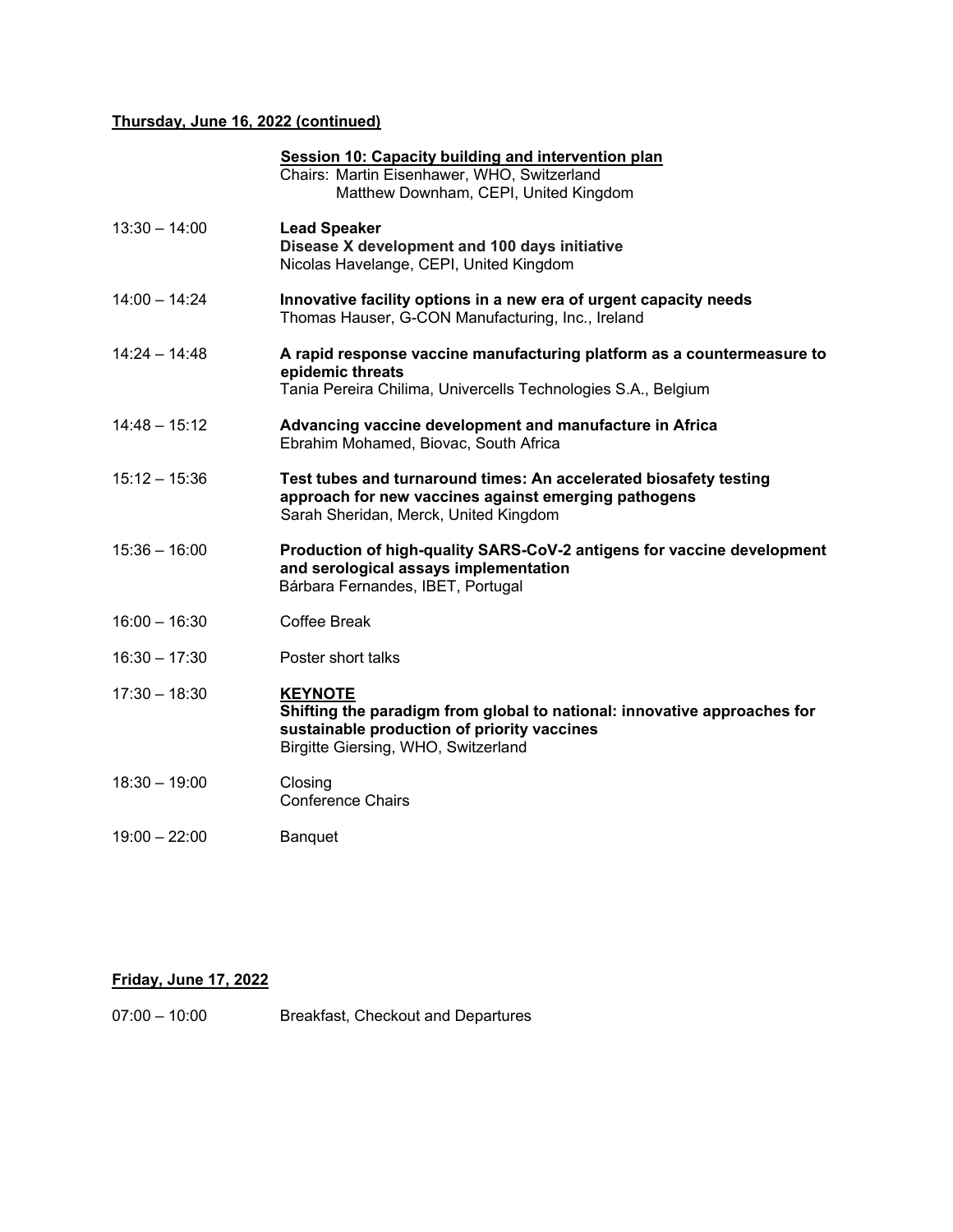**Thursday, June 16, 2022 (continued)**

**Session 10: Capacity building and intervention plan**
Chairs: Martin Eisenhawer, WHO, Switzerland
Matthew Downham, CEPI, United Kingdom

13:30 – 14:00 **Lead Speaker**
**Disease X development and 100 days initiative**
Nicolas Havelange, CEPI, United Kingdom

14:00 – 14:24 **Innovative facility options in a new era of urgent capacity needs**
Thomas Hauser, G-CON Manufacturing, Inc., Ireland

14:24 – 14:48 **A rapid response vaccine manufacturing platform as a countermeasure to epidemic threats**
Tania Pereira Chilima, Univercells Technologies S.A., Belgium

14:48 – 15:12 **Advancing vaccine development and manufacture in Africa**
Ebrahim Mohamed, Biovac, South Africa

15:12 – 15:36 **Test tubes and turnaround times: An accelerated biosafety testing approach for new vaccines against emerging pathogens**
Sarah Sheridan, Merck, United Kingdom

15:36 – 16:00 **Production of high-quality SARS-CoV-2 antigens for vaccine development and serological assays implementation**
Bárbara Fernandes, IBET, Portugal

16:00 – 16:30 Coffee Break

16:30 – 17:30 Poster short talks

17:30 – 18:30 **KEYNOTE**
**Shifting the paradigm from global to national: innovative approaches for sustainable production of priority vaccines**
Birgitte Giersing, WHO, Switzerland

18:30 – 19:00 Closing
Conference Chairs

19:00 – 22:00 Banquet

**Friday, June 17, 2022**

07:00 – 10:00 Breakfast, Checkout and Departures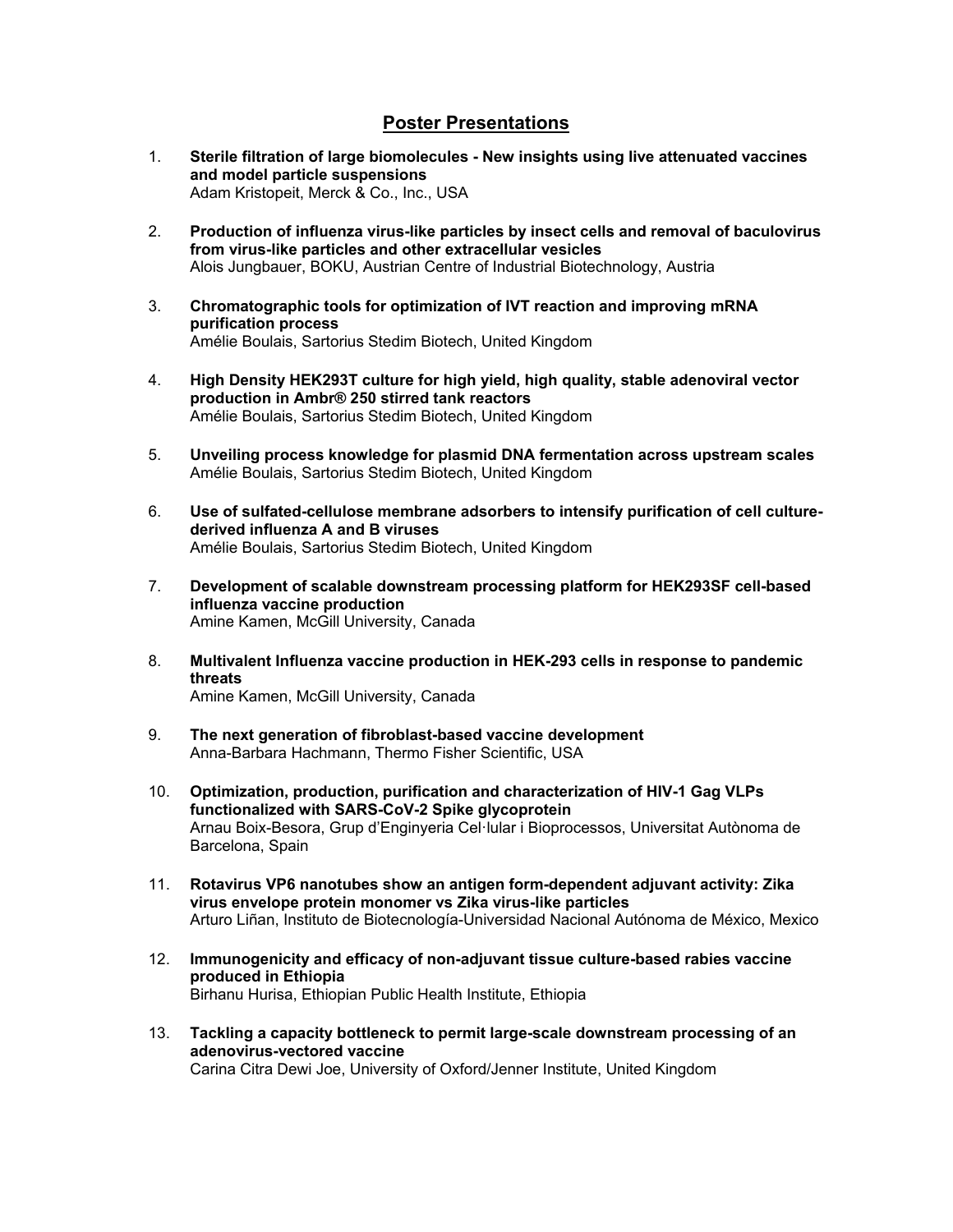# Poster Presentations

1. **Sterile filtration of large biomolecules - New insights using live attenuated vaccines and model particle suspensions**
   Adam Kristopeit, Merck & Co., Inc., USA

2. **Production of influenza virus-like particles by insect cells and removal of baculovirus from virus-like particles and other extracellular vesicles**
   Alois Jungbauer, BOKU, Austrian Centre of Industrial Biotechnology, Austria

3. **Chromatographic tools for optimization of IVT reaction and improving mRNA purification process**
   Amélie Boulais, Sartorius Stedim Biotech, United Kingdom

4. **High Density HEK293T culture for high yield, high quality, stable adenoviral vector production in Ambr® 250 stirred tank reactors**
   Amélie Boulais, Sartorius Stedim Biotech, United Kingdom

5. **Unveiling process knowledge for plasmid DNA fermentation across upstream scales**
   Amélie Boulais, Sartorius Stedim Biotech, United Kingdom

6. **Use of sulfated-cellulose membrane adsorbers to intensify purification of cell culture-derived influenza A and B viruses**
   Amélie Boulais, Sartorius Stedim Biotech, United Kingdom

7. **Development of scalable downstream processing platform for HEK293SF cell-based influenza vaccine production**
   Amine Kamen, McGill University, Canada

8. **Multivalent Influenza vaccine production in HEK-293 cells in response to pandemic threats**
   Amine Kamen, McGill University, Canada

9. **The next generation of fibroblast-based vaccine development**
   Anna-Barbara Hachmann, Thermo Fisher Scientific, USA

10. **Optimization, production, purification and characterization of HIV-1 Gag VLPs functionalized with SARS-CoV-2 Spike glycoprotein**
    Arnau Boix-Besora, Grup d'Enginyeria Cel·lular i Bioprocessos, Universitat Autònoma de Barcelona, Spain

11. **Rotavirus VP6 nanotubes show an antigen form-dependent adjuvant activity: Zika virus envelope protein monomer vs Zika virus-like particles**
    Arturo Liñan, Instituto de Biotecnología-Universidad Nacional Autónoma de México, Mexico

12. **Immunogenicity and efficacy of non-adjuvant tissue culture-based rabies vaccine produced in Ethiopia**
    Birhanu Hurisa, Ethiopian Public Health Institute, Ethiopia

13. **Tackling a capacity bottleneck to permit large-scale downstream processing of an adenovirus-vectored vaccine**
    Carina Citra Dewi Joe, University of Oxford/Jenner Institute, United Kingdom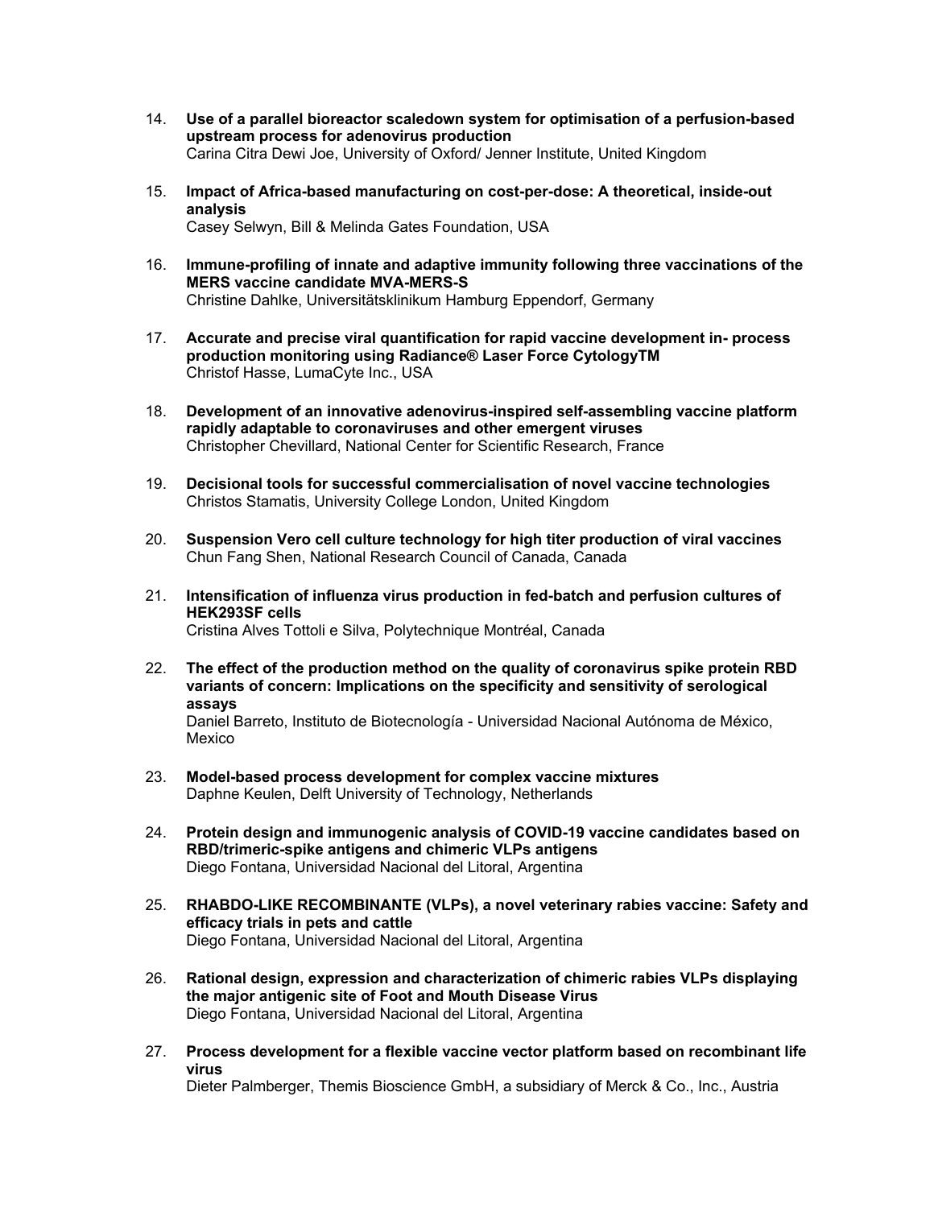14. **Use of a parallel bioreactor scaledown system for optimisation of a perfusion-based upstream process for adenovirus production**
    Carina Citra Dewi Joe, University of Oxford/ Jenner Institute, United Kingdom

15. **Impact of Africa-based manufacturing on cost-per-dose: A theoretical, inside-out analysis**
    Casey Selwyn, Bill & Melinda Gates Foundation, USA

16. **Immune-profiling of innate and adaptive immunity following three vaccinations of the MERS vaccine candidate MVA-MERS-S**
    Christine Dahlke, Universitätsklinikum Hamburg Eppendorf, Germany

17. **Accurate and precise viral quantification for rapid vaccine development in- process production monitoring using Radiance® Laser Force CytologyTM**
    Christof Hasse, LumaCyte Inc., USA

18. **Development of an innovative adenovirus-inspired self-assembling vaccine platform rapidly adaptable to coronaviruses and other emergent viruses**
    Christopher Chevillard, National Center for Scientific Research, France

19. **Decisional tools for successful commercialisation of novel vaccine technologies**
    Christos Stamatis, University College London, United Kingdom

20. **Suspension Vero cell culture technology for high titer production of viral vaccines**
    Chun Fang Shen, National Research Council of Canada, Canada

21. **Intensification of influenza virus production in fed-batch and perfusion cultures of HEK293SF cells**
    Cristina Alves Tottoli e Silva, Polytechnique Montréal, Canada

22. **The effect of the production method on the quality of coronavirus spike protein RBD variants of concern: Implications on the specificity and sensitivity of serological assays**
    Daniel Barreto, Instituto de Biotecnología - Universidad Nacional Autónoma de México, Mexico

23. **Model-based process development for complex vaccine mixtures**
    Daphne Keulen, Delft University of Technology, Netherlands

24. **Protein design and immunogenic analysis of COVID-19 vaccine candidates based on RBD/trimeric-spike antigens and chimeric VLPs antigens**
    Diego Fontana, Universidad Nacional del Litoral, Argentina

25. **RHABDO-LIKE RECOMBINANTE (VLPs), a novel veterinary rabies vaccine: Safety and efficacy trials in pets and cattle**
    Diego Fontana, Universidad Nacional del Litoral, Argentina

26. **Rational design, expression and characterization of chimeric rabies VLPs displaying the major antigenic site of Foot and Mouth Disease Virus**
    Diego Fontana, Universidad Nacional del Litoral, Argentina

27. **Process development for a flexible vaccine vector platform based on recombinant life virus**
    Dieter Palmberger, Themis Bioscience GmbH, a subsidiary of Merck & Co., Inc., Austria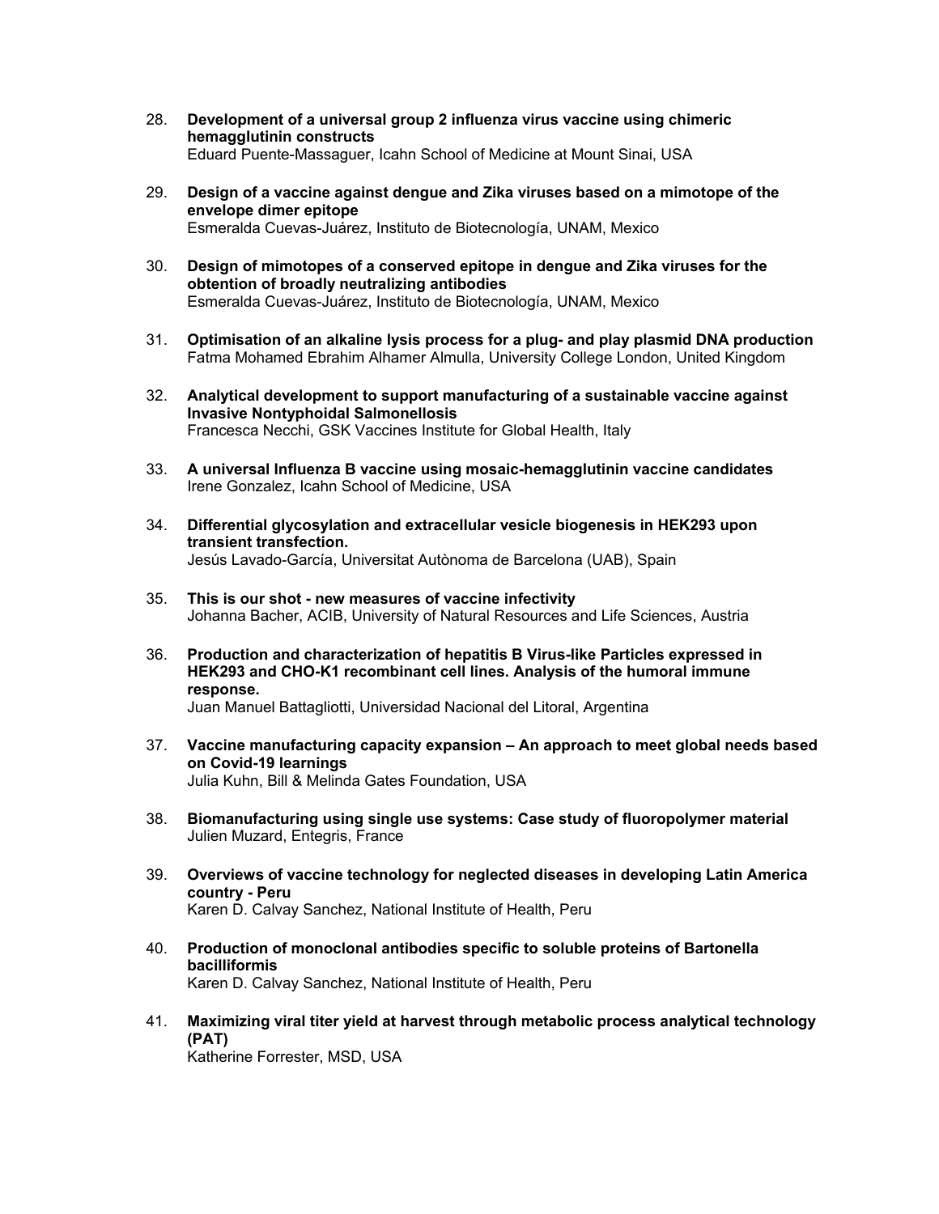28. **Development of a universal group 2 influenza virus vaccine using chimeric hemagglutinin constructs**
    Eduard Puente-Massaguer, Icahn School of Medicine at Mount Sinai, USA

29. **Design of a vaccine against dengue and Zika viruses based on a mimotope of the envelope dimer epitope**
    Esmeralda Cuevas-Juárez, Instituto de Biotecnología, UNAM, Mexico

30. **Design of mimotopes of a conserved epitope in dengue and Zika viruses for the obtention of broadly neutralizing antibodies**
    Esmeralda Cuevas-Juárez, Instituto de Biotecnología, UNAM, Mexico

31. **Optimisation of an alkaline lysis process for a plug- and play plasmid DNA production**
    Fatma Mohamed Ebrahim Alhamer Almulla, University College London, United Kingdom

32. **Analytical development to support manufacturing of a sustainable vaccine against Invasive Nontyphoidal Salmonellosis**
    Francesca Necchi, GSK Vaccines Institute for Global Health, Italy

33. **A universal Influenza B vaccine using mosaic-hemagglutinin vaccine candidates**
    Irene Gonzalez, Icahn School of Medicine, USA

34. **Differential glycosylation and extracellular vesicle biogenesis in HEK293 upon transient transfection.**
    Jesús Lavado-García, Universitat Autònoma de Barcelona (UAB), Spain

35. **This is our shot - new measures of vaccine infectivity**
    Johanna Bacher, ACIB, University of Natural Resources and Life Sciences, Austria

36. **Production and characterization of hepatitis B Virus-like Particles expressed in HEK293 and CHO-K1 recombinant cell lines. Analysis of the humoral immune response.**
    Juan Manuel Battagliotti, Universidad Nacional del Litoral, Argentina

37. **Vaccine manufacturing capacity expansion – An approach to meet global needs based on Covid-19 learnings**
    Julia Kuhn, Bill & Melinda Gates Foundation, USA

38. **Biomanufacturing using single use systems: Case study of fluoropolymer material**
    Julien Muzard, Entegris, France

39. **Overviews of vaccine technology for neglected diseases in developing Latin America country - Peru**
    Karen D. Calvay Sanchez, National Institute of Health, Peru

40. **Production of monoclonal antibodies specific to soluble proteins of Bartonella bacilliformis**
    Karen D. Calvay Sanchez, National Institute of Health, Peru

41. **Maximizing viral titer yield at harvest through metabolic process analytical technology (PAT)**
    Katherine Forrester, MSD, USA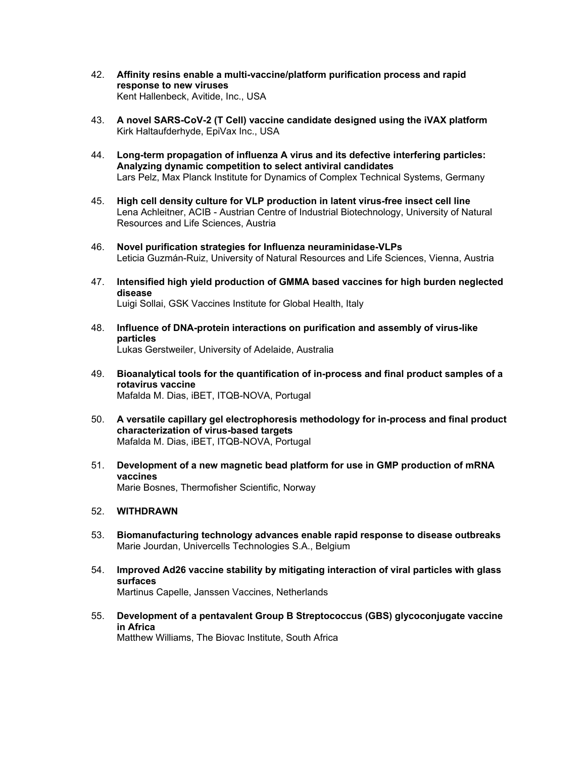42. **Affinity resins enable a multi-vaccine/platform purification process and rapid response to new viruses**
    Kent Hallenbeck, Avitide, Inc., USA

43. **A novel SARS-CoV-2 (T Cell) vaccine candidate designed using the iVAX platform**
    Kirk Haltaufderhyde, EpiVax Inc., USA

44. **Long-term propagation of influenza A virus and its defective interfering particles: Analyzing dynamic competition to select antiviral candidates**
    Lars Pelz, Max Planck Institute for Dynamics of Complex Technical Systems, Germany

45. **High cell density culture for VLP production in latent virus-free insect cell line**
    Lena Achleitner, ACIB - Austrian Centre of Industrial Biotechnology, University of Natural Resources and Life Sciences, Austria

46. **Novel purification strategies for Influenza neuraminidase-VLPs**
    Leticia Guzmán-Ruiz, University of Natural Resources and Life Sciences, Vienna, Austria

47. **Intensified high yield production of GMMA based vaccines for high burden neglected disease**
    Luigi Sollai, GSK Vaccines Institute for Global Health, Italy

48. **Influence of DNA-protein interactions on purification and assembly of virus-like particles**
    Lukas Gerstweiler, University of Adelaide, Australia

49. **Bioanalytical tools for the quantification of in-process and final product samples of a rotavirus vaccine**
    Mafalda M. Dias, iBET, ITQB-NOVA, Portugal

50. **A versatile capillary gel electrophoresis methodology for in-process and final product characterization of virus-based targets**
    Mafalda M. Dias, iBET, ITQB-NOVA, Portugal

51. **Development of a new magnetic bead platform for use in GMP production of mRNA vaccines**
    Marie Bosnes, Thermofisher Scientific, Norway

52. **WITHDRAWN**

53. **Biomanufacturing technology advances enable rapid response to disease outbreaks**
    Marie Jourdan, Univercells Technologies S.A., Belgium

54. **Improved Ad26 vaccine stability by mitigating interaction of viral particles with glass surfaces**
    Martinus Capelle, Janssen Vaccines, Netherlands

55. **Development of a pentavalent Group B Streptococcus (GBS) glycoconjugate vaccine in Africa**
    Matthew Williams, The Biovac Institute, South Africa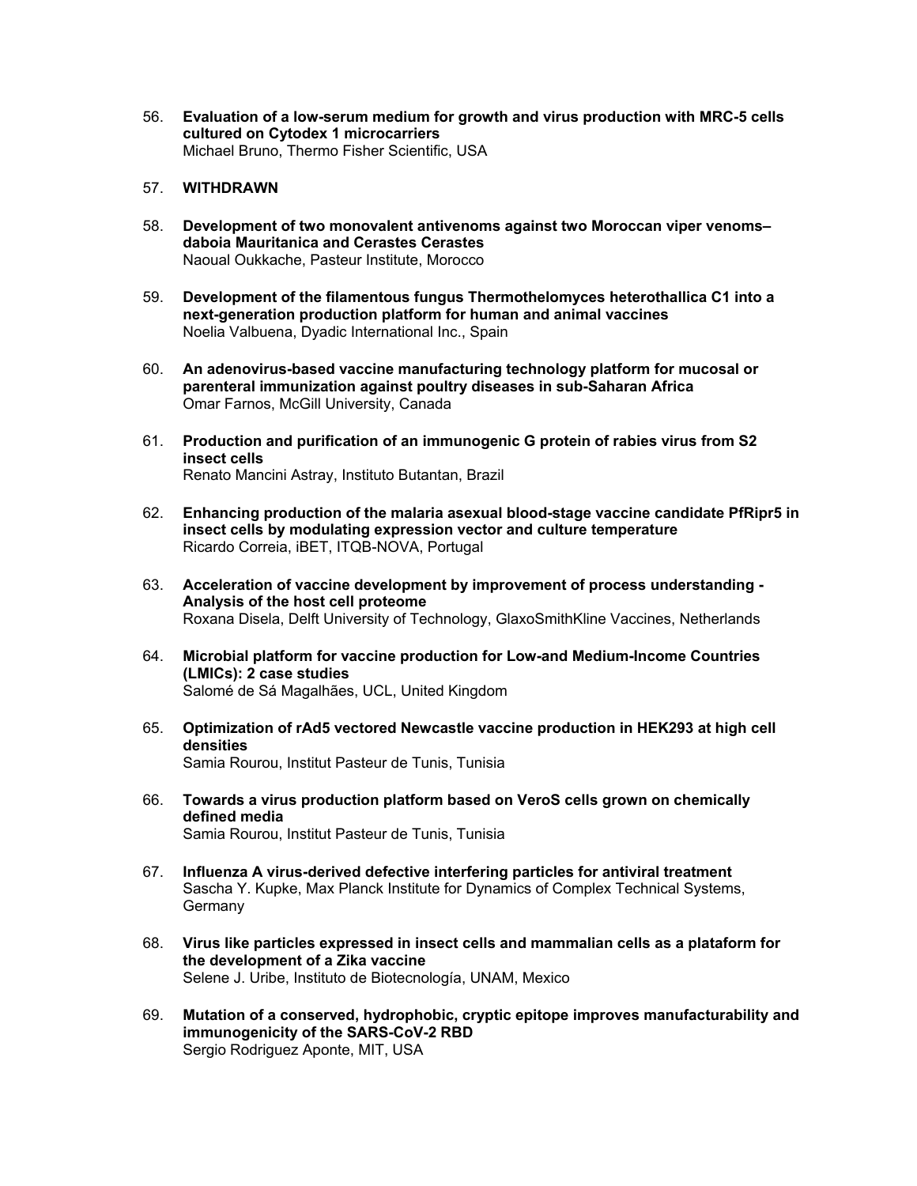56. **Evaluation of a low-serum medium for growth and virus production with MRC-5 cells cultured on Cytodex 1 microcarriers**
    Michael Bruno, Thermo Fisher Scientific, USA

57. **WITHDRAWN**

58. **Development of two monovalent antivenoms against two Moroccan viper venoms– daboia Mauritanica and Cerastes Cerastes**
    Naoual Oukkache, Pasteur Institute, Morocco

59. **Development of the filamentous fungus Thermothelomyces heterothallica C1 into a next-generation production platform for human and animal vaccines**
    Noelia Valbuena, Dyadic International Inc., Spain

60. **An adenovirus-based vaccine manufacturing technology platform for mucosal or parenteral immunization against poultry diseases in sub-Saharan Africa**
    Omar Farnos, McGill University, Canada

61. **Production and purification of an immunogenic G protein of rabies virus from S2 insect cells**
    Renato Mancini Astray, Instituto Butantan, Brazil

62. **Enhancing production of the malaria asexual blood-stage vaccine candidate PfRipr5 in insect cells by modulating expression vector and culture temperature**
    Ricardo Correia, iBET, ITQB-NOVA, Portugal

63. **Acceleration of vaccine development by improvement of process understanding - Analysis of the host cell proteome**
    Roxana Disela, Delft University of Technology, GlaxoSmithKline Vaccines, Netherlands

64. **Microbial platform for vaccine production for Low-and Medium-Income Countries (LMICs): 2 case studies**
    Salomé de Sá Magalhães, UCL, United Kingdom

65. **Optimization of rAd5 vectored Newcastle vaccine production in HEK293 at high cell densities**
    Samia Rourou, Institut Pasteur de Tunis, Tunisia

66. **Towards a virus production platform based on VeroS cells grown on chemically defined media**
    Samia Rourou, Institut Pasteur de Tunis, Tunisia

67. **Influenza A virus-derived defective interfering particles for antiviral treatment**
    Sascha Y. Kupke, Max Planck Institute for Dynamics of Complex Technical Systems, Germany

68. **Virus like particles expressed in insect cells and mammalian cells as a plataform for the development of a Zika vaccine**
    Selene J. Uribe, Instituto de Biotecnología, UNAM, Mexico

69. **Mutation of a conserved, hydrophobic, cryptic epitope improves manufacturability and immunogenicity of the SARS-CoV-2 RBD**
    Sergio Rodriguez Aponte, MIT, USA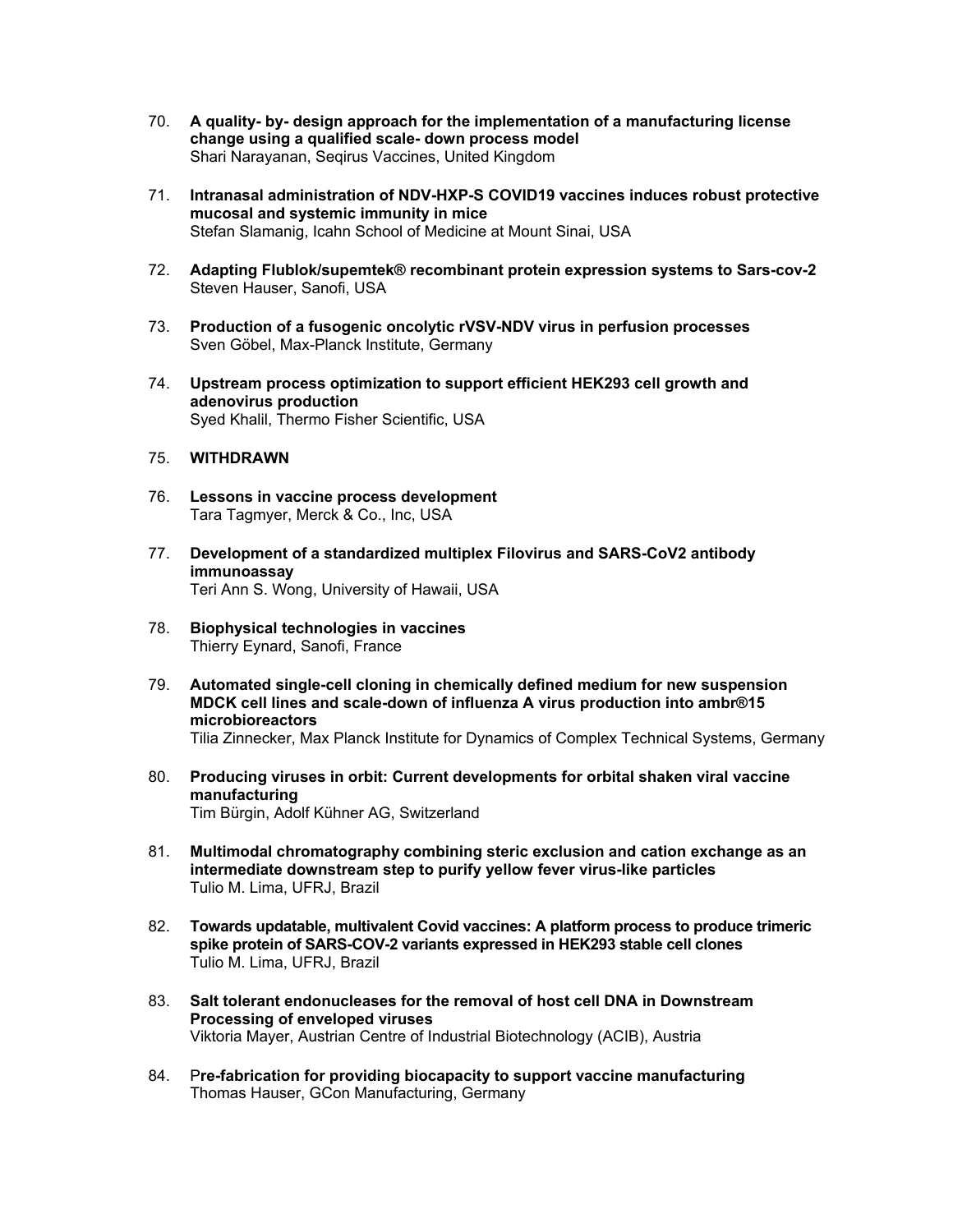70. **A quality- by- design approach for the implementation of a manufacturing license change using a qualified scale- down process model**
    Shari Narayanan, Seqirus Vaccines, United Kingdom

71. **Intranasal administration of NDV-HXP-S COVID19 vaccines induces robust protective mucosal and systemic immunity in mice**
    Stefan Slamanig, Icahn School of Medicine at Mount Sinai, USA

72. **Adapting Flublok/supemtek® recombinant protein expression systems to Sars-cov-2**
    Steven Hauser, Sanofi, USA

73. **Production of a fusogenic oncolytic rVSV-NDV virus in perfusion processes**
    Sven Göbel, Max-Planck Institute, Germany

74. **Upstream process optimization to support efficient HEK293 cell growth and adenovirus production**
    Syed Khalil, Thermo Fisher Scientific, USA

75. **WITHDRAWN**

76. **Lessons in vaccine process development**
    Tara Tagmyer, Merck & Co., Inc, USA

77. **Development of a standardized multiplex Filovirus and SARS-CoV2 antibody immunoassay**
    Teri Ann S. Wong, University of Hawaii, USA

78. **Biophysical technologies in vaccines**
    Thierry Eynard, Sanofi, France

79. **Automated single-cell cloning in chemically defined medium for new suspension MDCK cell lines and scale-down of influenza A virus production into ambr®15 microbioreactors**
    Tilia Zinnecker, Max Planck Institute for Dynamics of Complex Technical Systems, Germany

80. **Producing viruses in orbit: Current developments for orbital shaken viral vaccine manufacturing**
    Tim Bürgin, Adolf Kühner AG, Switzerland

81. **Multimodal chromatography combining steric exclusion and cation exchange as an intermediate downstream step to purify yellow fever virus-like particles**
    Tulio M. Lima, UFRJ, Brazil

82. **Towards updatable, multivalent Covid vaccines: A platform process to produce trimeric spike protein of SARS-COV-2 variants expressed in HEK293 stable cell clones**
    Tulio M. Lima, UFRJ, Brazil

83. **Salt tolerant endonucleases for the removal of host cell DNA in Downstream Processing of enveloped viruses**
    Viktoria Mayer, Austrian Centre of Industrial Biotechnology (ACIB), Austria

84. P**re-fabrication for providing biocapacity to support vaccine manufacturing**
    Thomas Hauser, GCon Manufacturing, Germany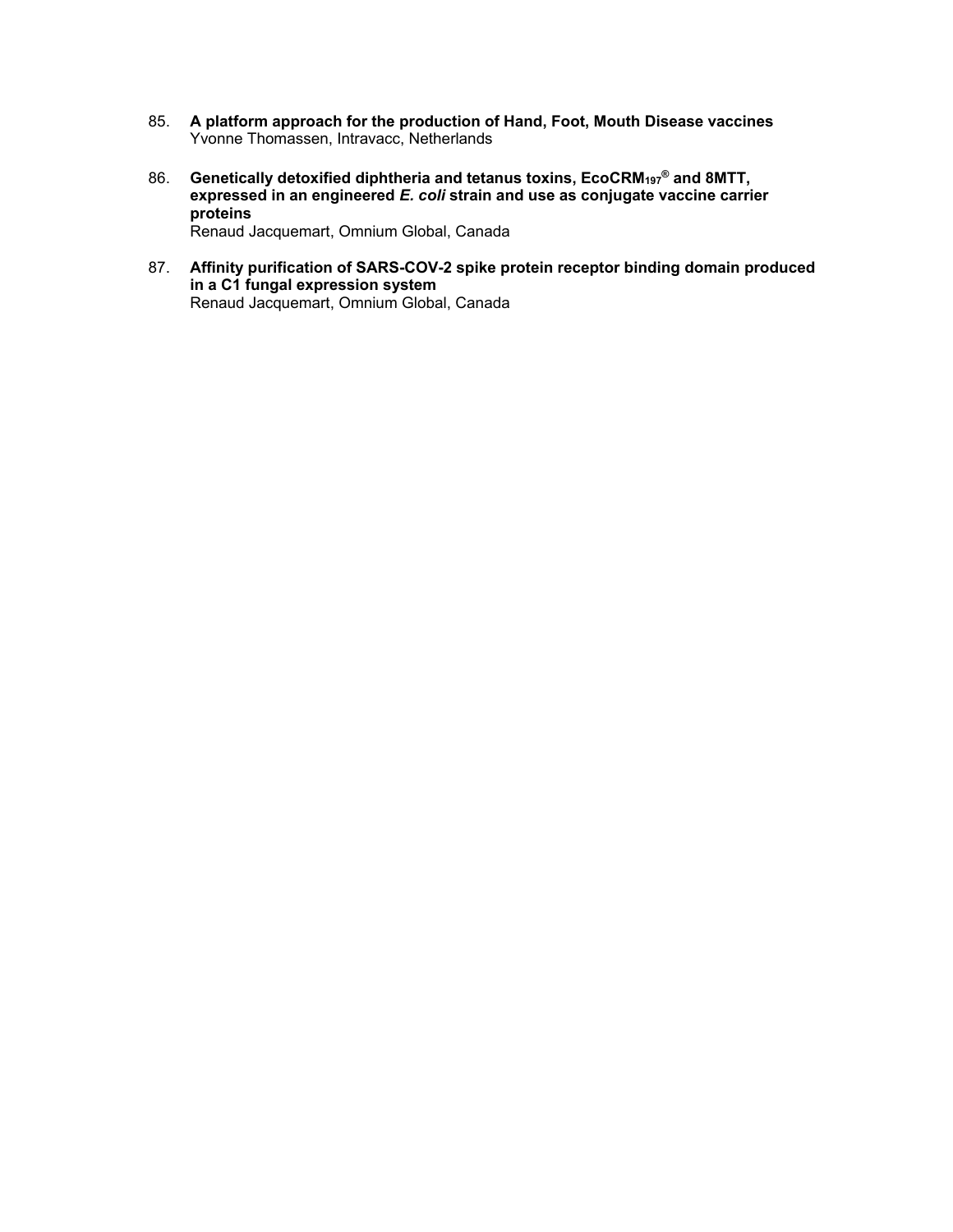85. **A platform approach for the production of Hand, Foot, Mouth Disease vaccines**
    Yvonne Thomassen, Intravacc, Netherlands

86. **Genetically detoxified diphtheria and tetanus toxins, EcoCRM$_{197}$® and 8MTT, expressed in an engineered *E. coli* strain and use as conjugate vaccine carrier proteins**
    Renaud Jacquemart, Omnium Global, Canada

87. **Affinity purification of SARS-COV-2 spike protein receptor binding domain produced in a C1 fungal expression system**
    Renaud Jacquemart, Omnium Global, Canada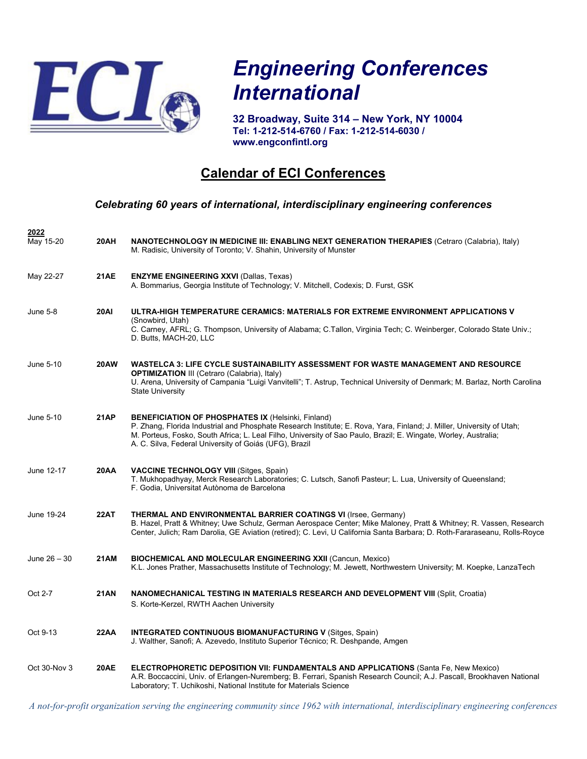# Engineering Conferences International

**32 Broadway, Suite 314 – New York, NY 10004**
**Tel: 1-212-514-6760 / Fax: 1-212-514-6030 /**
**www.engconfintl.org**

## Calendar of ECI Conferences

***Celebrating 60 years of international, interdisciplinary engineering conferences***

**2022**

May 15-20 **20AH** **NANOTECHNOLOGY IN MEDICINE III: ENABLING NEXT GENERATION THERAPIES** (Cetraro (Calabria), Italy)
M. Radisic, University of Toronto; V. Shahin, University of Munster

May 22-27 **21AE** **ENZYME ENGINEERING XXVI** (Dallas, Texas)
A. Bommarius, Georgia Institute of Technology; V. Mitchell, Codexis; D. Furst, GSK

June 5-8 **20AI** **ULTRA-HIGH TEMPERATURE CERAMICS: MATERIALS FOR EXTREME ENVIRONMENT APPLICATIONS V** (Snowbird, Utah)
C. Carney, AFRL; G. Thompson, University of Alabama; C.Tallon, Virginia Tech; C. Weinberger, Colorado State Univ.; D. Butts, MACH-20, LLC

June 5-10 **20AW** **WASTELCA 3: LIFE CYCLE SUSTAINABILITY ASSESSMENT FOR WASTE MANAGEMENT AND RESOURCE OPTIMIZATION** III (Cetraro (Calabria), Italy)
U. Arena, University of Campania "Luigi Vanvitelli"; T. Astrup, Technical University of Denmark; M. Barlaz, North Carolina State University

June 5-10 **21AP** **BENEFICIATION OF PHOSPHATES IX** (Helsinki, Finland)
P. Zhang, Florida Industrial and Phosphate Research Institute; E. Rova, Yara, Finland; J. Miller, University of Utah; M. Porteus, Fosko, South Africa; L. Leal Filho, University of Sao Paulo, Brazil; E. Wingate, Worley, Australia; A. C. Silva, Federal University of Goiás (UFG), Brazil

June 12-17 **20AA** **VACCINE TECHNOLOGY VIII** (Sitges, Spain)
T. Mukhopadhyay, Merck Research Laboratories; C. Lutsch, Sanofi Pasteur; L. Lua, University of Queensland; F. Godia, Universitat Autònoma de Barcelona

June 19-24 **22AT** **THERMAL AND ENVIRONMENTAL BARRIER COATINGS VI** (Irsee, Germany)
B. Hazel, Pratt & Whitney; Uwe Schulz, German Aerospace Center; Mike Maloney, Pratt & Whitney; R. Vassen, Research Center, Julich; Ram Darolia, GE Aviation (retired); C. Levi, U California Santa Barbara; D. Roth-Fararaseanu, Rolls-Royce

June 26 – 30 **21AM** **BIOCHEMICAL AND MOLECULAR ENGINEERING XXII** (Cancun, Mexico)
K.L. Jones Prather, Massachusetts Institute of Technology; M. Jewett, Northwestern University; M. Koepke, LanzaTech

Oct 2-7 **21AN** **NANOMECHANICAL TESTING IN MATERIALS RESEARCH AND DEVELOPMENT VIII** (Split, Croatia)
S. Korte-Kerzel, RWTH Aachen University

Oct 9-13 **22AA** **INTEGRATED CONTINUOUS BIOMANUFACTURING V** (Sitges, Spain)
J. Walther, Sanofi; A. Azevedo, Instituto Superior Técnico; R. Deshpande, Amgen

Oct 30-Nov 3 **20AE** **ELECTROPHORETIC DEPOSITION VII: FUNDAMENTALS AND APPLICATIONS** (Santa Fe, New Mexico)
A.R. Boccaccini, Univ. of Erlangen-Nuremberg; B. Ferrari, Spanish Research Council; A.J. Pascall, Brookhaven National Laboratory; T. Uchikoshi, National Institute for Materials Science

*A not-for-profit organization serving the engineering community since 1962 with international, interdisciplinary engineering conferences*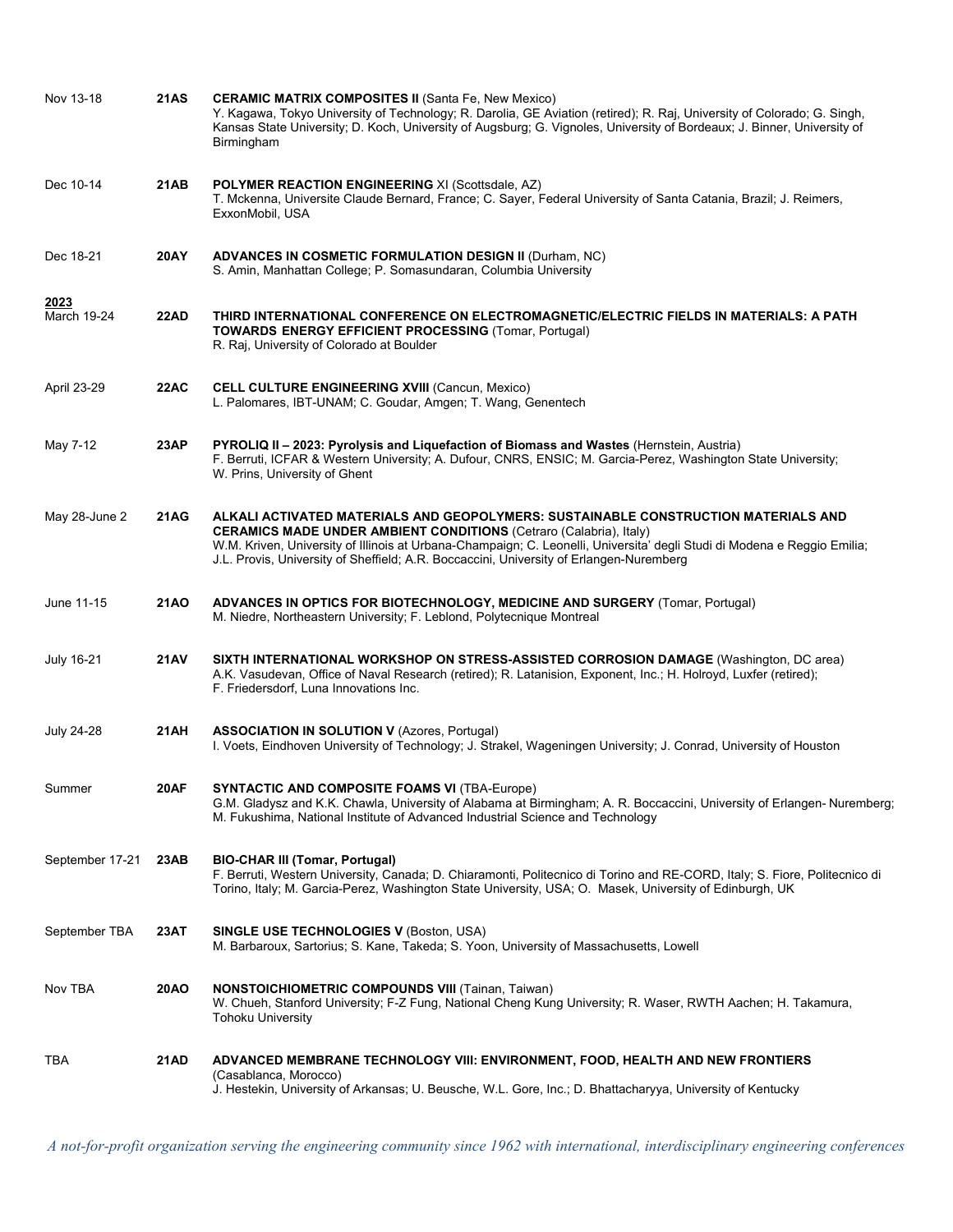| | | |
|---|---|---|
| Nov 13-18 | **21AS** | **CERAMIC MATRIX COMPOSITES II** (Santa Fe, New Mexico)<br>Y. Kagawa, Tokyo University of Technology; R. Darolia, GE Aviation (retired); R. Raj, University of Colorado; G. Singh, Kansas State University; D. Koch, University of Augsburg; G. Vignoles, University of Bordeaux; J. Binner, University of Birmingham |
| Dec 10-14 | **21AB** | **POLYMER REACTION ENGINEERING** XI (Scottsdale, AZ)<br>T. Mckenna, Universite Claude Bernard, France; C. Sayer, Federal University of Santa Catania, Brazil; J. Reimers, ExxonMobil, USA |
| Dec 18-21 | **20AY** | **ADVANCES IN COSMETIC FORMULATION DESIGN II** (Durham, NC)<br>S. Amin, Manhattan College; P. Somasundaran, Columbia University |
| **2023**<br>March 19-24 | **22AD** | **THIRD INTERNATIONAL CONFERENCE ON ELECTROMAGNETIC/ELECTRIC FIELDS IN MATERIALS: A PATH TOWARDS ENERGY EFFICIENT PROCESSING** (Tomar, Portugal)<br>R. Raj, University of Colorado at Boulder |
| April 23-29 | **22AC** | **CELL CULTURE ENGINEERING XVIII** (Cancun, Mexico)<br>L. Palomares, IBT-UNAM; C. Goudar, Amgen; T. Wang, Genentech |
| May 7-12 | **23AP** | **PYROLIQ II – 2023: Pyrolysis and Liquefaction of Biomass and Wastes** (Hernstein, Austria)<br>F. Berruti, ICFAR & Western University; A. Dufour, CNRS, ENSIC; M. Garcia-Perez, Washington State University; W. Prins, University of Ghent |
| May 28-June 2 | **21AG** | **ALKALI ACTIVATED MATERIALS AND GEOPOLYMERS: SUSTAINABLE CONSTRUCTION MATERIALS AND CERAMICS MADE UNDER AMBIENT CONDITIONS** (Cetraro (Calabria), Italy)<br>W.M. Kriven, University of Illinois at Urbana-Champaign; C. Leonelli, Universita' degli Studi di Modena e Reggio Emilia; J.L. Provis, University of Sheffield; A.R. Boccaccini, University of Erlangen-Nuremberg |
| June 11-15 | **21AO** | **ADVANCES IN OPTICS FOR BIOTECHNOLOGY, MEDICINE AND SURGERY** (Tomar, Portugal)<br>M. Niedre, Northeastern University; F. Leblond, Polytecnique Montreal |
| July 16-21 | **21AV** | **SIXTH INTERNATIONAL WORKSHOP ON STRESS-ASSISTED CORROSION DAMAGE** (Washington, DC area)<br>A.K. Vasudevan, Office of Naval Research (retired); R. Latanision, Exponent, Inc.; H. Holroyd, Luxfer (retired); F. Friedersdorf, Luna Innovations Inc. |
| July 24-28 | **21AH** | **ASSOCIATION IN SOLUTION V** (Azores, Portugal)<br>I. Voets, Eindhoven University of Technology; J. Strakel, Wageningen University; J. Conrad, University of Houston |
| Summer | **20AF** | **SYNTACTIC AND COMPOSITE FOAMS VI** (TBA-Europe)<br>G.M. Gladysz and K.K. Chawla, University of Alabama at Birmingham; A. R. Boccaccini, University of Erlangen- Nuremberg; M. Fukushima, National Institute of Advanced Industrial Science and Technology |
| September 17-21 | **23AB** | **BIO-CHAR III (Tomar, Portugal)**<br>F. Berruti, Western University, Canada; D. Chiaramonti, Politecnico di Torino and RE-CORD, Italy; S. Fiore, Politecnico di Torino, Italy; M. Garcia-Perez, Washington State University, USA; O. Masek, University of Edinburgh, UK |
| September TBA | **23AT** | **SINGLE USE TECHNOLOGIES V** (Boston, USA)<br>M. Barbaroux, Sartorius; S. Kane, Takeda; S. Yoon, University of Massachusetts, Lowell |
| Nov TBA | **20AO** | **NONSTOICHIOMETRIC COMPOUNDS VIII** (Tainan, Taiwan)<br>W. Chueh, Stanford University; F-Z Fung, National Cheng Kung University; R. Waser, RWTH Aachen; H. Takamura, Tohoku University |
| TBA | **21AD** | **ADVANCED MEMBRANE TECHNOLOGY VIII: ENVIRONMENT, FOOD, HEALTH AND NEW FRONTIERS** (Casablanca, Morocco)<br>J. Hestekin, University of Arkansas; U. Beusche, W.L. Gore, Inc.; D. Bhattacharyya, University of Kentucky |

*A not-for-profit organization serving the engineering community since 1962 with international, interdisciplinary engineering conferences*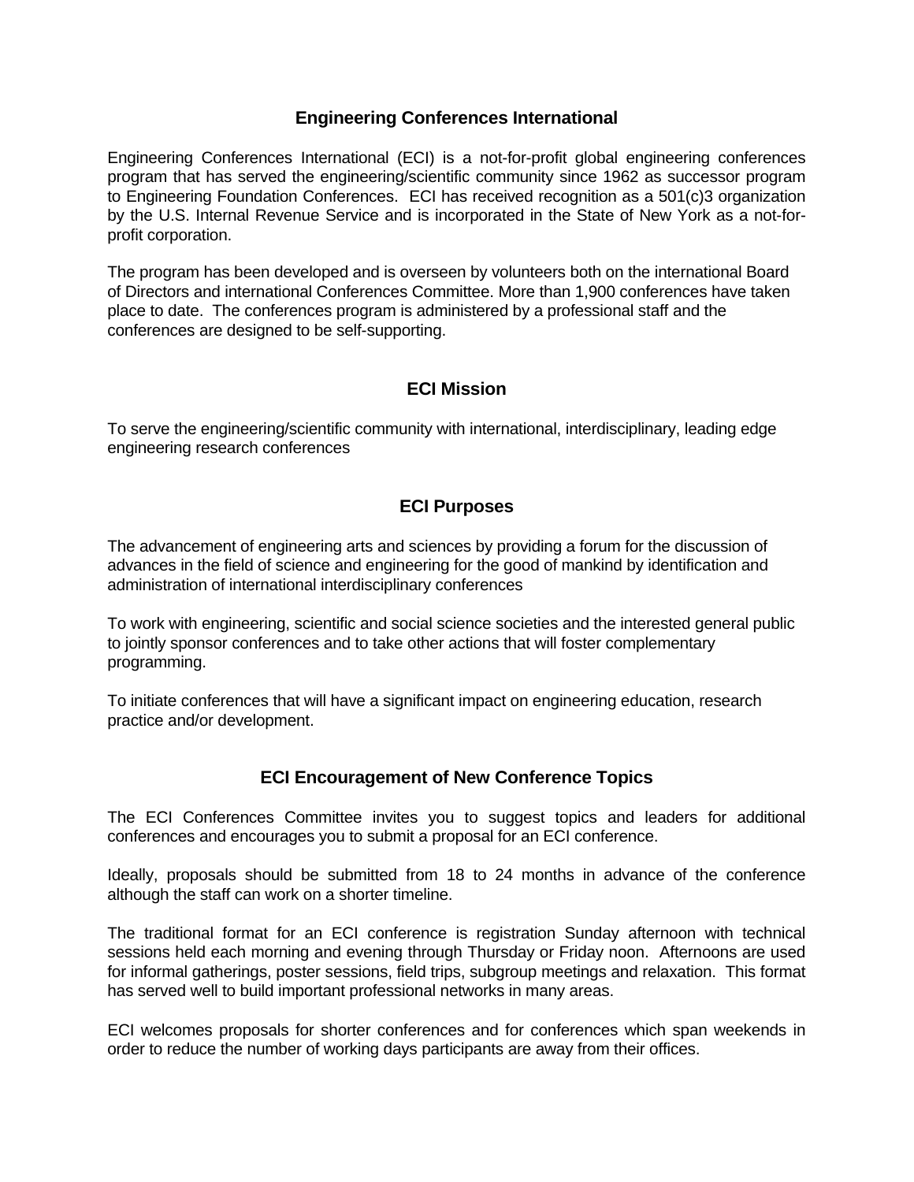## Engineering Conferences International

Engineering Conferences International (ECI) is a not-for-profit global engineering conferences program that has served the engineering/scientific community since 1962 as successor program to Engineering Foundation Conferences. ECI has received recognition as a 501(c)3 organization by the U.S. Internal Revenue Service and is incorporated in the State of New York as a not-for-profit corporation.

The program has been developed and is overseen by volunteers both on the international Board of Directors and international Conferences Committee. More than 1,900 conferences have taken place to date. The conferences program is administered by a professional staff and the conferences are designed to be self-supporting.

## ECI Mission

To serve the engineering/scientific community with international, interdisciplinary, leading edge engineering research conferences

## ECI Purposes

The advancement of engineering arts and sciences by providing a forum for the discussion of advances in the field of science and engineering for the good of mankind by identification and administration of international interdisciplinary conferences

To work with engineering, scientific and social science societies and the interested general public to jointly sponsor conferences and to take other actions that will foster complementary programming.

To initiate conferences that will have a significant impact on engineering education, research practice and/or development.

## ECI Encouragement of New Conference Topics

The ECI Conferences Committee invites you to suggest topics and leaders for additional conferences and encourages you to submit a proposal for an ECI conference.

Ideally, proposals should be submitted from 18 to 24 months in advance of the conference although the staff can work on a shorter timeline.

The traditional format for an ECI conference is registration Sunday afternoon with technical sessions held each morning and evening through Thursday or Friday noon. Afternoons are used for informal gatherings, poster sessions, field trips, subgroup meetings and relaxation. This format has served well to build important professional networks in many areas.

ECI welcomes proposals for shorter conferences and for conferences which span weekends in order to reduce the number of working days participants are away from their offices.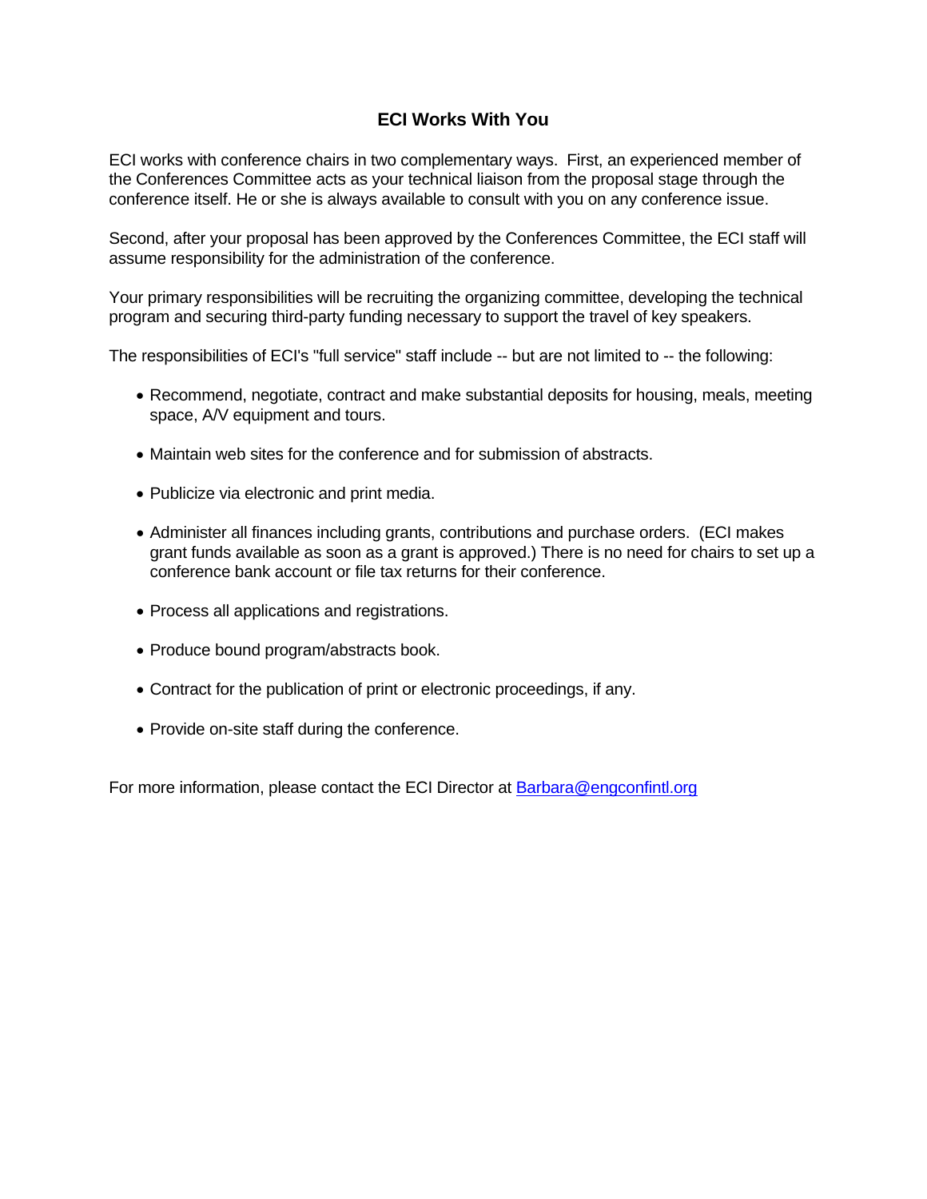## ECI Works With You

ECI works with conference chairs in two complementary ways. First, an experienced member of the Conferences Committee acts as your technical liaison from the proposal stage through the conference itself. He or she is always available to consult with you on any conference issue.

Second, after your proposal has been approved by the Conferences Committee, the ECI staff will assume responsibility for the administration of the conference.

Your primary responsibilities will be recruiting the organizing committee, developing the technical program and securing third-party funding necessary to support the travel of key speakers.

The responsibilities of ECI's "full service" staff include -- but are not limited to -- the following:

- Recommend, negotiate, contract and make substantial deposits for housing, meals, meeting space, A/V equipment and tours.
- Maintain web sites for the conference and for submission of abstracts.
- Publicize via electronic and print media.
- Administer all finances including grants, contributions and purchase orders. (ECI makes grant funds available as soon as a grant is approved.) There is no need for chairs to set up a conference bank account or file tax returns for their conference.
- Process all applications and registrations.
- Produce bound program/abstracts book.
- Contract for the publication of print or electronic proceedings, if any.
- Provide on-site staff during the conference.

For more information, please contact the ECI Director at [Barbara@engconfintl.org](mailto:Barbara@engconfintl.org)